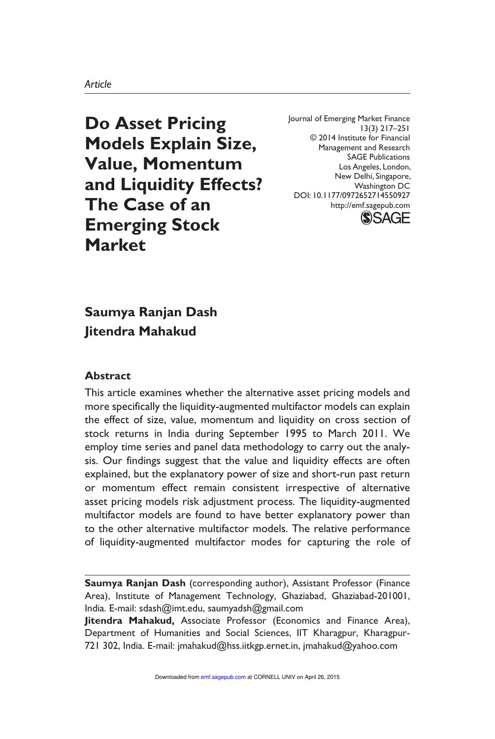*Article*

# Do Asset Pricing Models Explain Size, Value, Momentum and Liquidity Effects? The Case of an Emerging Stock Market

Journal of Emerging Market Finance
13(3) 217–251
© 2014 Institute for Financial Management and Research
SAGE Publications
Los Angeles, London, New Delhi, Singapore, Washington DC
DOI: 10.1177/0972652714550927
http://emf.sagepub.com

**Saumya Ranjan Dash**
**Jitendra Mahakud**

## Abstract

This article examines whether the alternative asset pricing models and more specifically the liquidity-augmented multifactor models can explain the effect of size, value, momentum and liquidity on cross section of stock returns in India during September 1995 to March 2011. We employ time series and panel data methodology to carry out the analysis. Our findings suggest that the value and liquidity effects are often explained, but the explanatory power of size and short-run past return or momentum effect remain consistent irrespective of alternative asset pricing models risk adjustment process. The liquidity-augmented multifactor models are found to have better explanatory power than to the other alternative multifactor models. The relative performance of liquidity-augmented multifactor modes for capturing the role of

---

**Saumya Ranjan Dash** (corresponding author), Assistant Professor (Finance Area), Institute of Management Technology, Ghaziabad, Ghaziabad-201001, India. E-mail: sdash@imt.edu, saumyadsh@gmail.com

**Jitendra Mahakud,** Associate Professor (Economics and Finance Area), Department of Humanities and Social Sciences, IIT Kharagpur, Kharagpur-721 302, India. E-mail: jmahakud@hss.iitkgp.ernet.in, jmahakud@yahoo.com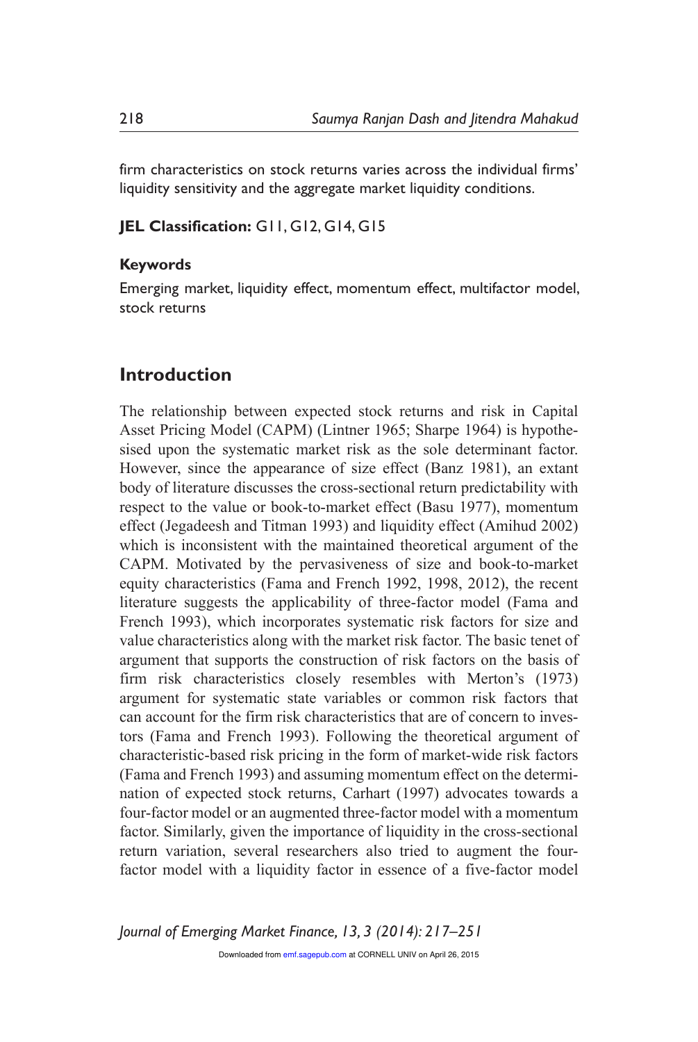firm characteristics on stock returns varies across the individual firms' liquidity sensitivity and the aggregate market liquidity conditions.

**JEL Classification:** G11, G12, G14, G15

**Keywords**

Emerging market, liquidity effect, momentum effect, multifactor model, stock returns

## Introduction

The relationship between expected stock returns and risk in Capital Asset Pricing Model (CAPM) (Lintner 1965; Sharpe 1964) is hypothesised upon the systematic market risk as the sole determinant factor. However, since the appearance of size effect (Banz 1981), an extant body of literature discusses the cross-sectional return predictability with respect to the value or book-to-market effect (Basu 1977), momentum effect (Jegadeesh and Titman 1993) and liquidity effect (Amihud 2002) which is inconsistent with the maintained theoretical argument of the CAPM. Motivated by the pervasiveness of size and book-to-market equity characteristics (Fama and French 1992, 1998, 2012), the recent literature suggests the applicability of three-factor model (Fama and French 1993), which incorporates systematic risk factors for size and value characteristics along with the market risk factor. The basic tenet of argument that supports the construction of risk factors on the basis of firm risk characteristics closely resembles with Merton's (1973) argument for systematic state variables or common risk factors that can account for the firm risk characteristics that are of concern to investors (Fama and French 1993). Following the theoretical argument of characteristic-based risk pricing in the form of market-wide risk factors (Fama and French 1993) and assuming momentum effect on the determination of expected stock returns, Carhart (1997) advocates towards a four-factor model or an augmented three-factor model with a momentum factor. Similarly, given the importance of liquidity in the cross-sectional return variation, several researchers also tried to augment the four-factor model with a liquidity factor in essence of a five-factor model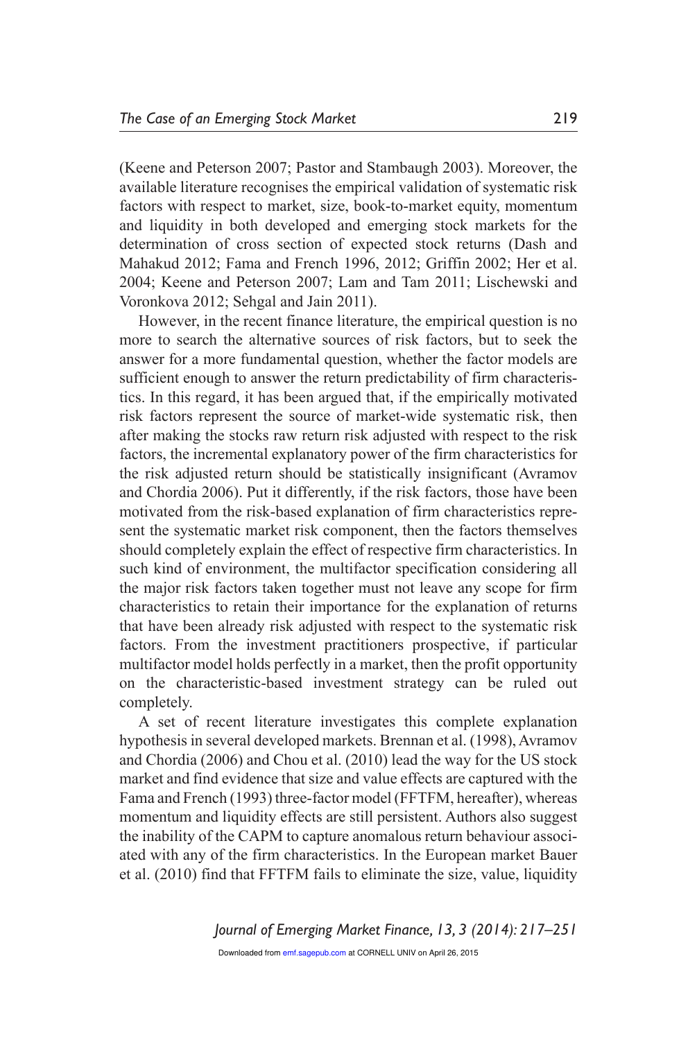(Keene and Peterson 2007; Pastor and Stambaugh 2003). Moreover, the available literature recognises the empirical validation of systematic risk factors with respect to market, size, book-to-market equity, momentum and liquidity in both developed and emerging stock markets for the determination of cross section of expected stock returns (Dash and Mahakud 2012; Fama and French 1996, 2012; Griffin 2002; Her et al. 2004; Keene and Peterson 2007; Lam and Tam 2011; Lischewski and Voronkova 2012; Sehgal and Jain 2011).

However, in the recent finance literature, the empirical question is no more to search the alternative sources of risk factors, but to seek the answer for a more fundamental question, whether the factor models are sufficient enough to answer the return predictability of firm characteristics. In this regard, it has been argued that, if the empirically motivated risk factors represent the source of market-wide systematic risk, then after making the stocks raw return risk adjusted with respect to the risk factors, the incremental explanatory power of the firm characteristics for the risk adjusted return should be statistically insignificant (Avramov and Chordia 2006). Put it differently, if the risk factors, those have been motivated from the risk-based explanation of firm characteristics represent the systematic market risk component, then the factors themselves should completely explain the effect of respective firm characteristics. In such kind of environment, the multifactor specification considering all the major risk factors taken together must not leave any scope for firm characteristics to retain their importance for the explanation of returns that have been already risk adjusted with respect to the systematic risk factors. From the investment practitioners prospective, if particular multifactor model holds perfectly in a market, then the profit opportunity on the characteristic-based investment strategy can be ruled out completely.

A set of recent literature investigates this complete explanation hypothesis in several developed markets. Brennan et al. (1998), Avramov and Chordia (2006) and Chou et al. (2010) lead the way for the US stock market and find evidence that size and value effects are captured with the Fama and French (1993) three-factor model (FFTFM, hereafter), whereas momentum and liquidity effects are still persistent. Authors also suggest the inability of the CAPM to capture anomalous return behaviour associated with any of the firm characteristics. In the European market Bauer et al. (2010) find that FFTFM fails to eliminate the size, value, liquidity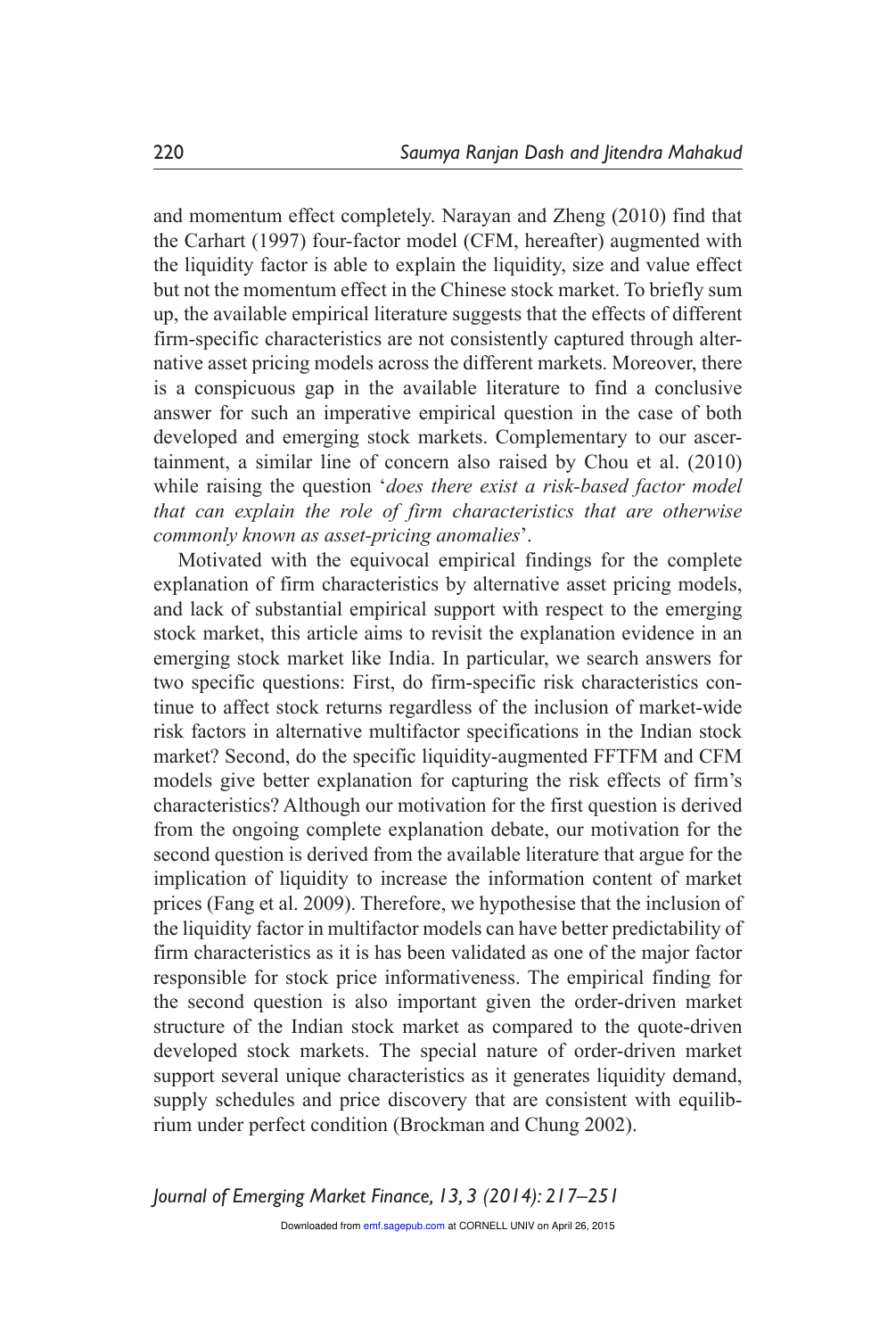and momentum effect completely. Narayan and Zheng (2010) find that the Carhart (1997) four-factor model (CFM, hereafter) augmented with the liquidity factor is able to explain the liquidity, size and value effect but not the momentum effect in the Chinese stock market. To briefly sum up, the available empirical literature suggests that the effects of different firm-specific characteristics are not consistently captured through alternative asset pricing models across the different markets. Moreover, there is a conspicuous gap in the available literature to find a conclusive answer for such an imperative empirical question in the case of both developed and emerging stock markets. Complementary to our ascertainment, a similar line of concern also raised by Chou et al. (2010) while raising the question '*does there exist a risk-based factor model that can explain the role of firm characteristics that are otherwise commonly known as asset-pricing anomalies*'.

Motivated with the equivocal empirical findings for the complete explanation of firm characteristics by alternative asset pricing models, and lack of substantial empirical support with respect to the emerging stock market, this article aims to revisit the explanation evidence in an emerging stock market like India. In particular, we search answers for two specific questions: First, do firm-specific risk characteristics continue to affect stock returns regardless of the inclusion of market-wide risk factors in alternative multifactor specifications in the Indian stock market? Second, do the specific liquidity-augmented FFTFM and CFM models give better explanation for capturing the risk effects of firm's characteristics? Although our motivation for the first question is derived from the ongoing complete explanation debate, our motivation for the second question is derived from the available literature that argue for the implication of liquidity to increase the information content of market prices (Fang et al. 2009). Therefore, we hypothesise that the inclusion of the liquidity factor in multifactor models can have better predictability of firm characteristics as it is has been validated as one of the major factor responsible for stock price informativeness. The empirical finding for the second question is also important given the order-driven market structure of the Indian stock market as compared to the quote-driven developed stock markets. The special nature of order-driven market support several unique characteristics as it generates liquidity demand, supply schedules and price discovery that are consistent with equilibrium under perfect condition (Brockman and Chung 2002).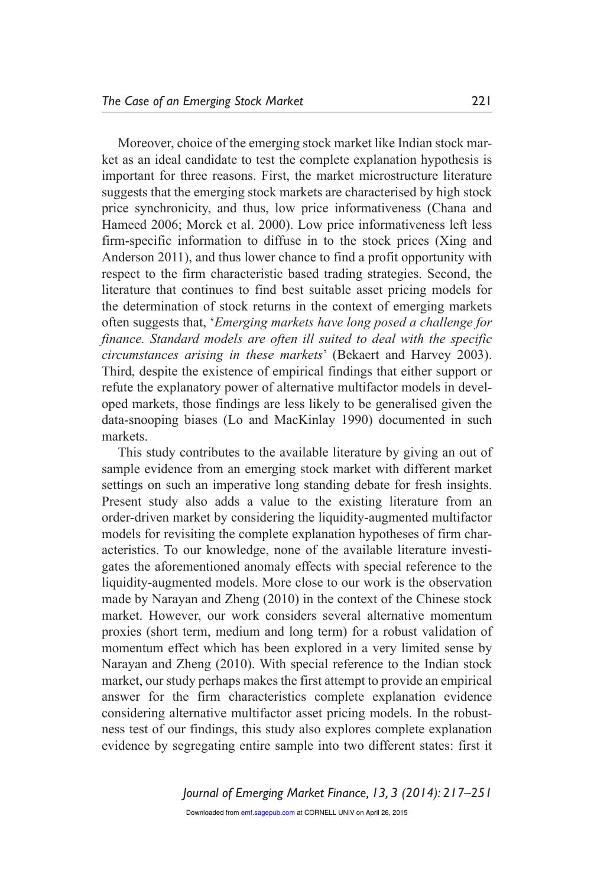Moreover, choice of the emerging stock market like Indian stock market as an ideal candidate to test the complete explanation hypothesis is important for three reasons. First, the market microstructure literature suggests that the emerging stock markets are characterised by high stock price synchronicity, and thus, low price informativeness (Chana and Hameed 2006; Morck et al. 2000). Low price informativeness left less firm-specific information to diffuse in to the stock prices (Xing and Anderson 2011), and thus lower chance to find a profit opportunity with respect to the firm characteristic based trading strategies. Second, the literature that continues to find best suitable asset pricing models for the determination of stock returns in the context of emerging markets often suggests that, '*Emerging markets have long posed a challenge for finance. Standard models are often ill suited to deal with the specific circumstances arising in these markets*' (Bekaert and Harvey 2003). Third, despite the existence of empirical findings that either support or refute the explanatory power of alternative multifactor models in developed markets, those findings are less likely to be generalised given the data-snooping biases (Lo and MacKinlay 1990) documented in such markets.

This study contributes to the available literature by giving an out of sample evidence from an emerging stock market with different market settings on such an imperative long standing debate for fresh insights. Present study also adds a value to the existing literature from an order-driven market by considering the liquidity-augmented multifactor models for revisiting the complete explanation hypotheses of firm characteristics. To our knowledge, none of the available literature investigates the aforementioned anomaly effects with special reference to the liquidity-augmented models. More close to our work is the observation made by Narayan and Zheng (2010) in the context of the Chinese stock market. However, our work considers several alternative momentum proxies (short term, medium and long term) for a robust validation of momentum effect which has been explored in a very limited sense by Narayan and Zheng (2010). With special reference to the Indian stock market, our study perhaps makes the first attempt to provide an empirical answer for the firm characteristics complete explanation evidence considering alternative multifactor asset pricing models. In the robustness test of our findings, this study also explores complete explanation evidence by segregating entire sample into two different states: first it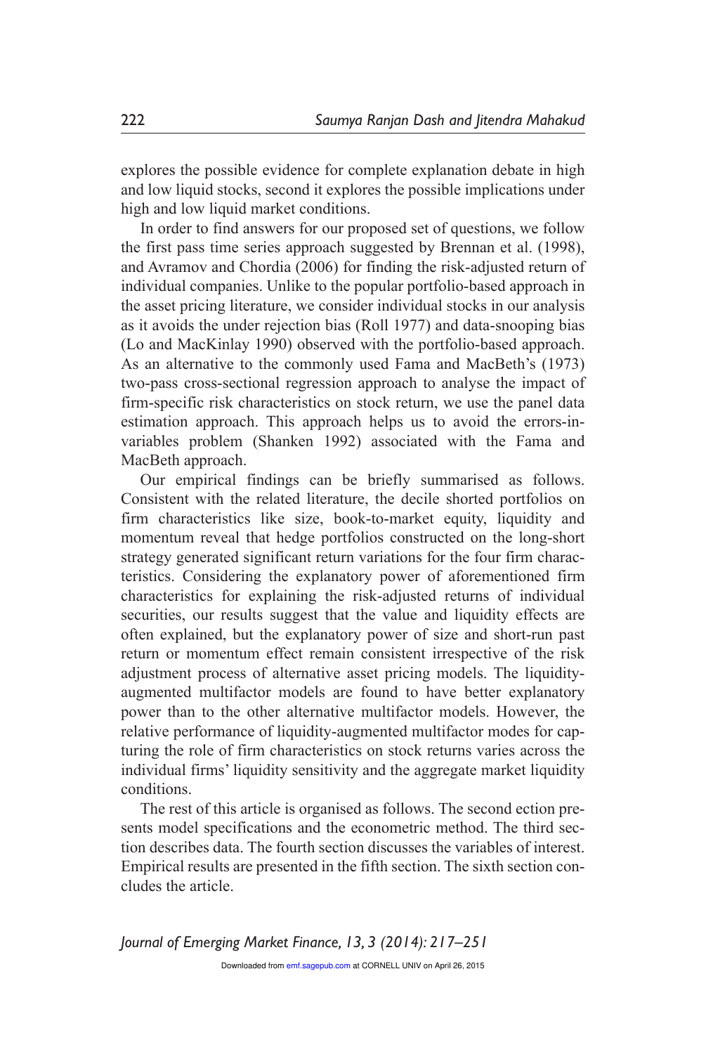explores the possible evidence for complete explanation debate in high and low liquid stocks, second it explores the possible implications under high and low liquid market conditions.

In order to find answers for our proposed set of questions, we follow the first pass time series approach suggested by Brennan et al. (1998), and Avramov and Chordia (2006) for finding the risk-adjusted return of individual companies. Unlike to the popular portfolio-based approach in the asset pricing literature, we consider individual stocks in our analysis as it avoids the under rejection bias (Roll 1977) and data-snooping bias (Lo and MacKinlay 1990) observed with the portfolio-based approach. As an alternative to the commonly used Fama and MacBeth's (1973) two-pass cross-sectional regression approach to analyse the impact of firm-specific risk characteristics on stock return, we use the panel data estimation approach. This approach helps us to avoid the errors-in-variables problem (Shanken 1992) associated with the Fama and MacBeth approach.

Our empirical findings can be briefly summarised as follows. Consistent with the related literature, the decile shorted portfolios on firm characteristics like size, book-to-market equity, liquidity and momentum reveal that hedge portfolios constructed on the long-short strategy generated significant return variations for the four firm characteristics. Considering the explanatory power of aforementioned firm characteristics for explaining the risk-adjusted returns of individual securities, our results suggest that the value and liquidity effects are often explained, but the explanatory power of size and short-run past return or momentum effect remain consistent irrespective of the risk adjustment process of alternative asset pricing models. The liquidity-augmented multifactor models are found to have better explanatory power than to the other alternative multifactor models. However, the relative performance of liquidity-augmented multifactor modes for capturing the role of firm characteristics on stock returns varies across the individual firms' liquidity sensitivity and the aggregate market liquidity conditions.

The rest of this article is organised as follows. The second ection presents model specifications and the econometric method. The third section describes data. The fourth section discusses the variables of interest. Empirical results are presented in the fifth section. The sixth section concludes the article.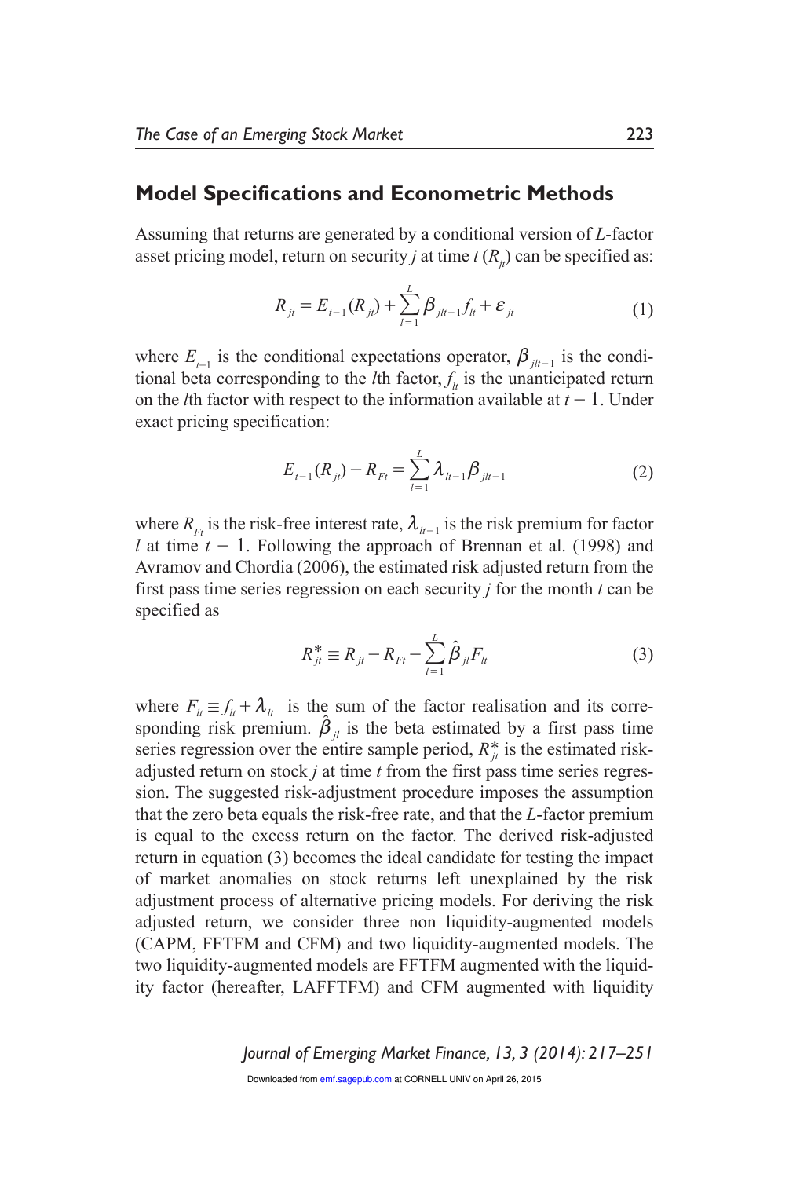## Model Specifications and Econometric Methods

Assuming that returns are generated by a conditional version of $L$-factor asset pricing model, return on security $j$ at time $t$ ($R_{jt}$) can be specified as:

$$R_{jt} = E_{t-1}(R_{jt}) + \sum_{l=1}^{L} \beta_{jlt-1} f_{lt} + \varepsilon_{jt} \tag{1}$$

where $E_{t-1}$ is the conditional expectations operator, $\beta_{jlt-1}$ is the conditional beta corresponding to the $l$th factor, $f_{lt}$ is the unanticipated return on the $l$th factor with respect to the information available at $t - 1$. Under exact pricing specification:

$$E_{t-1}(R_{jt}) - R_{Ft} = \sum_{l=1}^{L} \lambda_{lt-1} \beta_{jlt-1} \tag{2}$$

where $R_{Ft}$ is the risk-free interest rate, $\lambda_{lt-1}$ is the risk premium for factor $l$ at time $t - 1$. Following the approach of Brennan et al. (1998) and Avramov and Chordia (2006), the estimated risk adjusted return from the first pass time series regression on each security $j$ for the month $t$ can be specified as

$$R_{jt}^{*} \equiv R_{jt} - R_{Ft} - \sum_{l=1}^{L} \hat{\beta}_{jl} F_{lt} \tag{3}$$

where $F_{lt} \equiv f_{lt} + \lambda_{lt}$ is the sum of the factor realisation and its corresponding risk premium. $\hat{\beta}_{jl}$ is the beta estimated by a first pass time series regression over the entire sample period, $R_{jt}^{*}$ is the estimated risk-adjusted return on stock $j$ at time $t$ from the first pass time series regression. The suggested risk-adjustment procedure imposes the assumption that the zero beta equals the risk-free rate, and that the $L$-factor premium is equal to the excess return on the factor. The derived risk-adjusted return in equation (3) becomes the ideal candidate for testing the impact of market anomalies on stock returns left unexplained by the risk adjustment process of alternative pricing models. For deriving the risk adjusted return, we consider three non liquidity-augmented models (CAPM, FFTFM and CFM) and two liquidity-augmented models. The two liquidity-augmented models are FFTFM augmented with the liquidity factor (hereafter, LAFFTFM) and CFM augmented with liquidity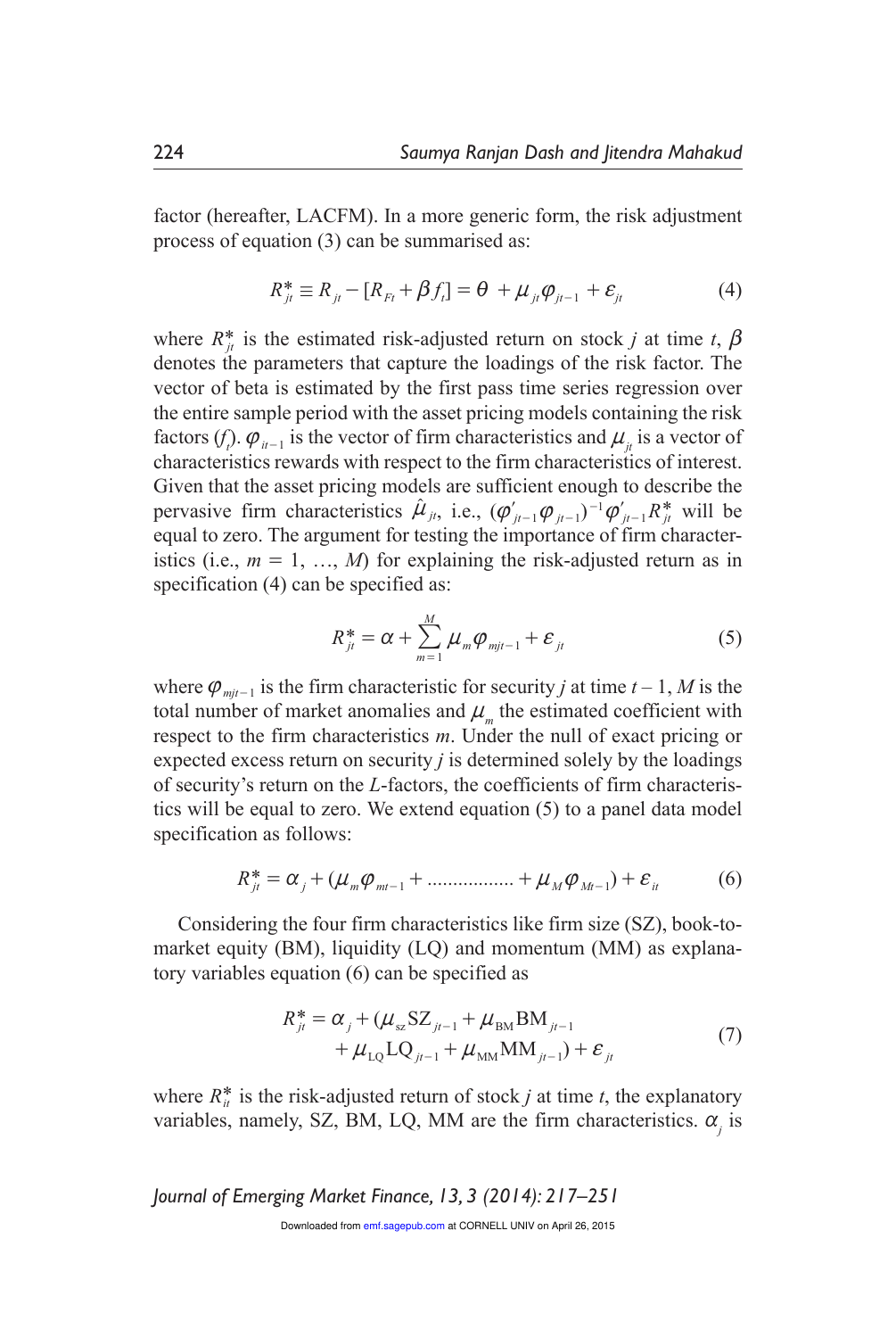factor (hereafter, LACFM). In a more generic form, the risk adjustment process of equation (3) can be summarised as:

$$R_{jt}^{*} \equiv R_{jt} - [R_{Ft} + \beta f_t] = \theta + \mu_{jt}\varphi_{jt-1} + \varepsilon_{jt} \tag{4}$$

where $R_{jt}^{*}$ is the estimated risk-adjusted return on stock $j$ at time $t$, $\beta$ denotes the parameters that capture the loadings of the risk factor. The vector of beta is estimated by the first pass time series regression over the entire sample period with the asset pricing models containing the risk factors ($f_t$). $\varphi_{it-1}$ is the vector of firm characteristics and $\mu_{jt}$ is a vector of characteristics rewards with respect to the firm characteristics of interest. Given that the asset pricing models are sufficient enough to describe the pervasive firm characteristics $\hat{\mu}_{jt}$, i.e., $(\varphi'_{jt-1}\varphi_{jt-1})^{-1}\varphi'_{jt-1}R_{jt}^{*}$ will be equal to zero. The argument for testing the importance of firm characteristics (i.e., $m = 1, \ldots, M$) for explaining the risk-adjusted return as in specification (4) can be specified as:

$$R_{jt}^{*} = \alpha + \sum_{m=1}^{M} \mu_m \varphi_{mjt-1} + \varepsilon_{jt} \tag{5}$$

where $\varphi_{mjt-1}$ is the firm characteristic for security $j$ at time $t-1$, $M$ is the total number of market anomalies and $\mu_m$ the estimated coefficient with respect to the firm characteristics $m$. Under the null of exact pricing or expected excess return on security $j$ is determined solely by the loadings of security's return on the $L$-factors, the coefficients of firm characteristics will be equal to zero. We extend equation (5) to a panel data model specification as follows:

$$R_{jt}^{*} = \alpha_j + (\mu_m \varphi_{mt-1} + \ldots\ldots\ldots\ldots\ldots + \mu_M \varphi_{Mt-1}) + \varepsilon_{it} \tag{6}$$

Considering the four firm characteristics like firm size (SZ), book-to-market equity (BM), liquidity (LQ) and momentum (MM) as explanatory variables equation (6) can be specified as

$$\begin{aligned} R_{jt}^{*} = \alpha_j + (&\mu_{sz}\mathrm{SZ}_{jt-1} + \mu_{\mathrm{BM}}\mathrm{BM}_{jt-1} \\ &+ \mu_{\mathrm{LQ}}\mathrm{LQ}_{jt-1} + \mu_{\mathrm{MM}}\mathrm{MM}_{jt-1}) + \varepsilon_{jt} \end{aligned} \tag{7}$$

where $R_{it}^{*}$ is the risk-adjusted return of stock $j$ at time $t$, the explanatory variables, namely, SZ, BM, LQ, MM are the firm characteristics. $\alpha_j$ is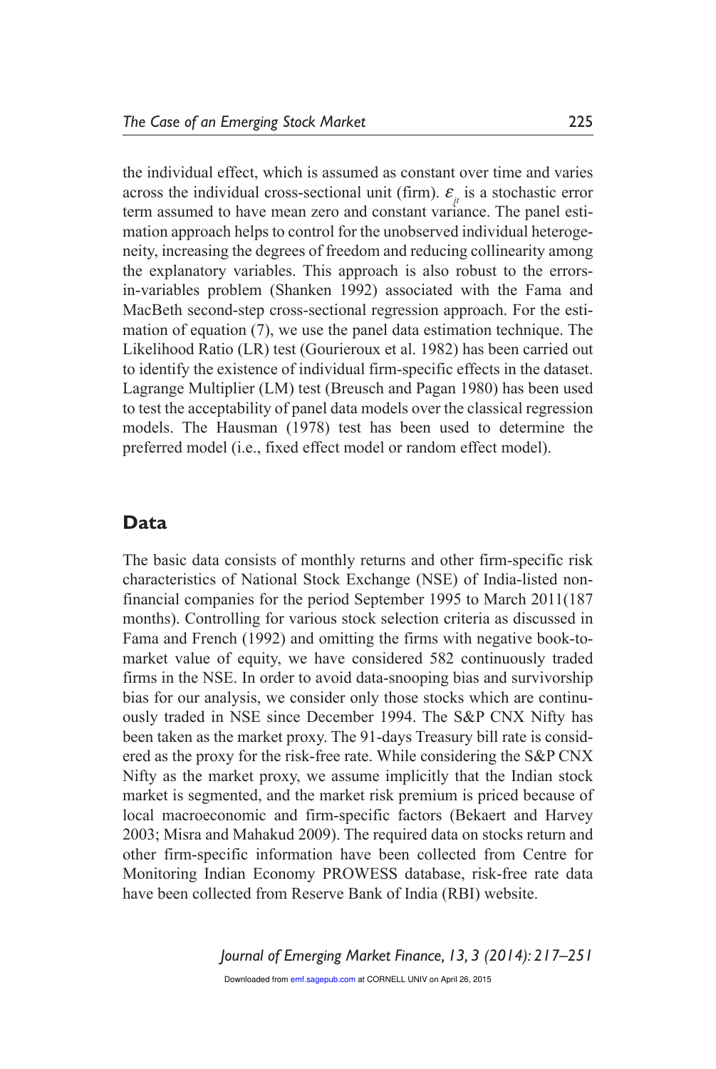the individual effect, which is assumed as constant over time and varies across the individual cross-sectional unit (firm). $\varepsilon_{it}$ is a stochastic error term assumed to have mean zero and constant variance. The panel estimation approach helps to control for the unobserved individual heterogeneity, increasing the degrees of freedom and reducing collinearity among the explanatory variables. This approach is also robust to the errors-in-variables problem (Shanken 1992) associated with the Fama and MacBeth second-step cross-sectional regression approach. For the estimation of equation (7), we use the panel data estimation technique. The Likelihood Ratio (LR) test (Gourieroux et al. 1982) has been carried out to identify the existence of individual firm-specific effects in the dataset. Lagrange Multiplier (LM) test (Breusch and Pagan 1980) has been used to test the acceptability of panel data models over the classical regression models. The Hausman (1978) test has been used to determine the preferred model (i.e., fixed effect model or random effect model).

## Data

The basic data consists of monthly returns and other firm-specific risk characteristics of National Stock Exchange (NSE) of India-listed non-financial companies for the period September 1995 to March 2011(187 months). Controlling for various stock selection criteria as discussed in Fama and French (1992) and omitting the firms with negative book-to-market value of equity, we have considered 582 continuously traded firms in the NSE. In order to avoid data-snooping bias and survivorship bias for our analysis, we consider only those stocks which are continuously traded in NSE since December 1994. The S&P CNX Nifty has been taken as the market proxy. The 91-days Treasury bill rate is considered as the proxy for the risk-free rate. While considering the S&P CNX Nifty as the market proxy, we assume implicitly that the Indian stock market is segmented, and the market risk premium is priced because of local macroeconomic and firm-specific factors (Bekaert and Harvey 2003; Misra and Mahakud 2009). The required data on stocks return and other firm-specific information have been collected from Centre for Monitoring Indian Economy PROWESS database, risk-free rate data have been collected from Reserve Bank of India (RBI) website.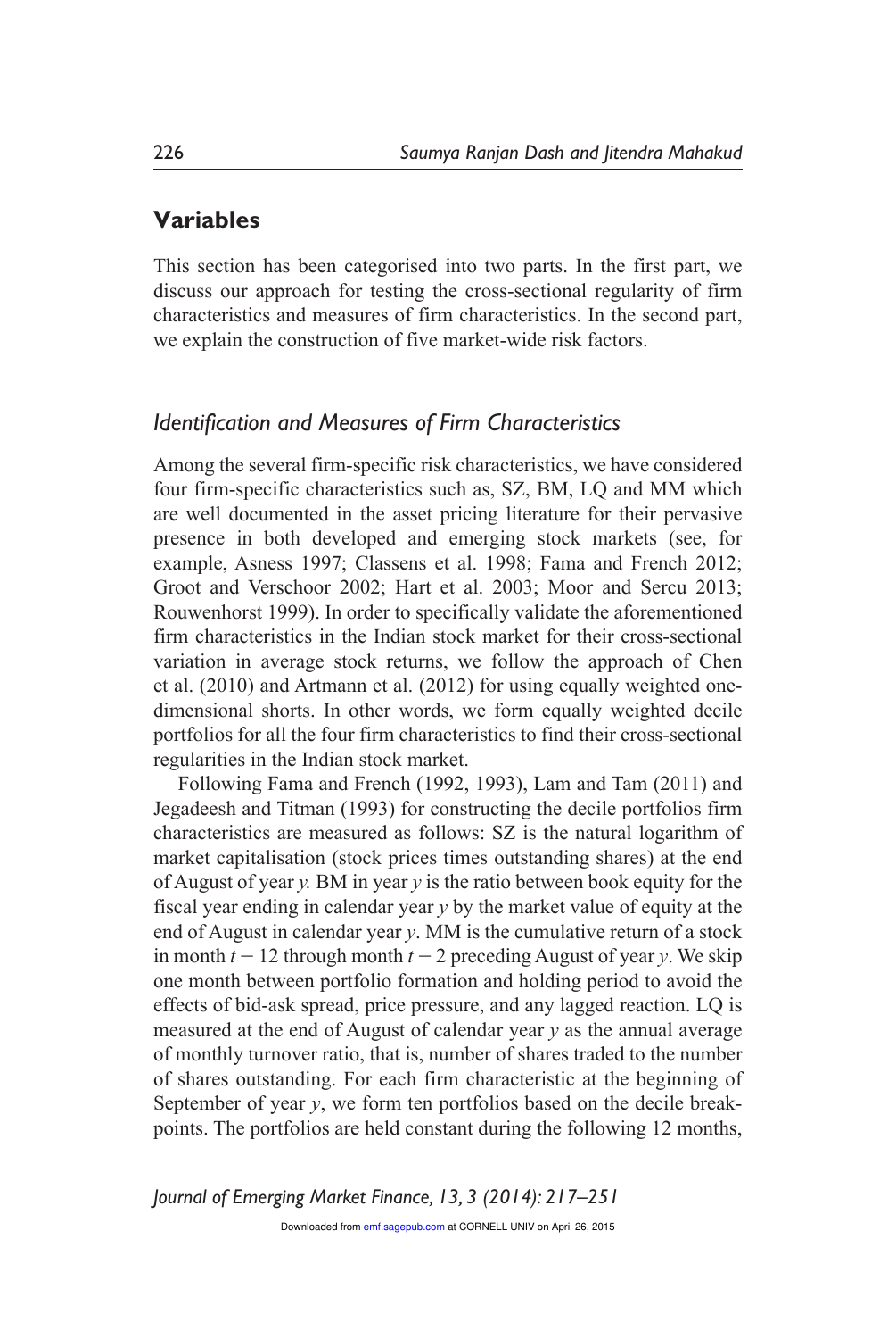## Variables

This section has been categorised into two parts. In the first part, we discuss our approach for testing the cross-sectional regularity of firm characteristics and measures of firm characteristics. In the second part, we explain the construction of five market-wide risk factors.

### *Identification and Measures of Firm Characteristics*

Among the several firm-specific risk characteristics, we have considered four firm-specific characteristics such as, SZ, BM, LQ and MM which are well documented in the asset pricing literature for their pervasive presence in both developed and emerging stock markets (see, for example, Asness 1997; Classens et al. 1998; Fama and French 2012; Groot and Verschoor 2002; Hart et al. 2003; Moor and Sercu 2013; Rouwenhorst 1999). In order to specifically validate the aforementioned firm characteristics in the Indian stock market for their cross-sectional variation in average stock returns, we follow the approach of Chen et al. (2010) and Artmann et al. (2012) for using equally weighted one-dimensional shorts. In other words, we form equally weighted decile portfolios for all the four firm characteristics to find their cross-sectional regularities in the Indian stock market.

Following Fama and French (1992, 1993), Lam and Tam (2011) and Jegadeesh and Titman (1993) for constructing the decile portfolios firm characteristics are measured as follows: SZ is the natural logarithm of market capitalisation (stock prices times outstanding shares) at the end of August of year *y.* BM in year *y* is the ratio between book equity for the fiscal year ending in calendar year *y* by the market value of equity at the end of August in calendar year *y*. MM is the cumulative return of a stock in month $t - 12$ through month $t - 2$ preceding August of year *y*. We skip one month between portfolio formation and holding period to avoid the effects of bid-ask spread, price pressure, and any lagged reaction. LQ is measured at the end of August of calendar year *y* as the annual average of monthly turnover ratio, that is, number of shares traded to the number of shares outstanding. For each firm characteristic at the beginning of September of year *y*, we form ten portfolios based on the decile break-points. The portfolios are held constant during the following 12 months,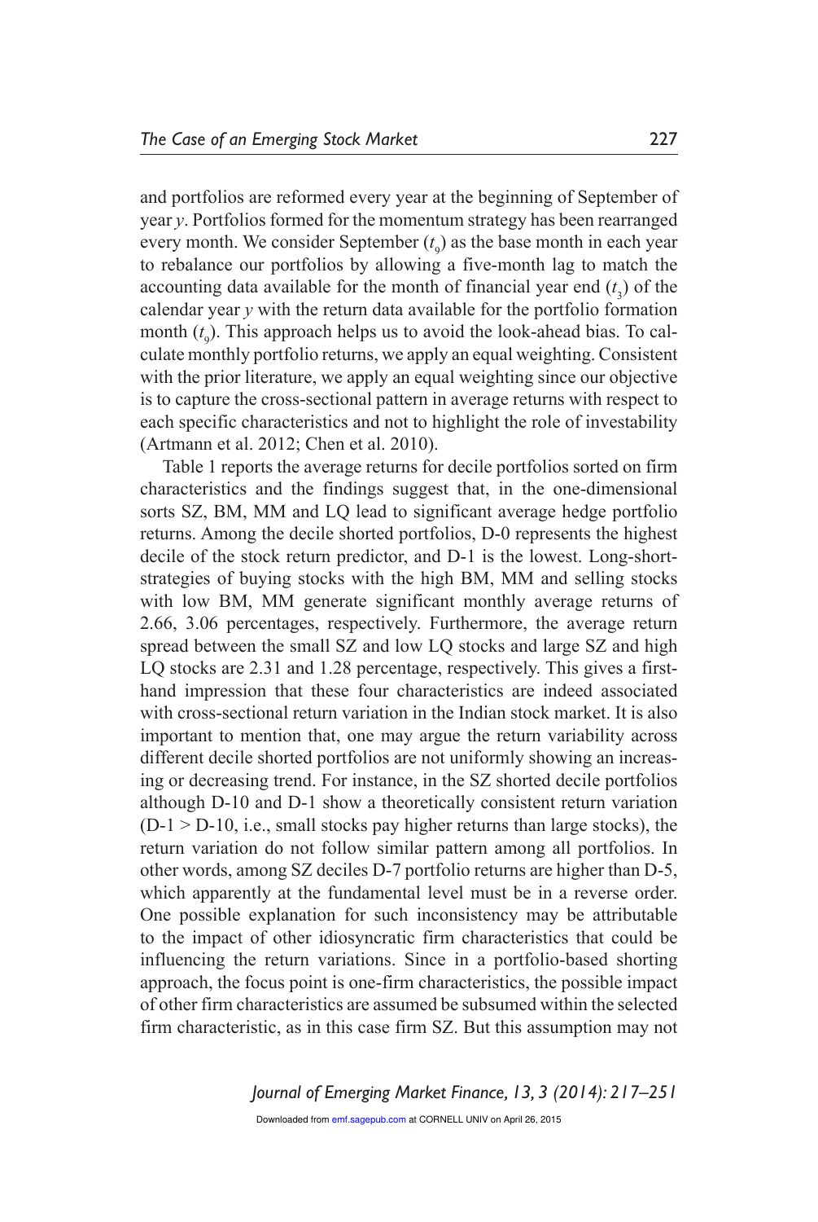and portfolios are reformed every year at the beginning of September of year *y*. Portfolios formed for the momentum strategy has been rearranged every month. We consider September ($t_9$) as the base month in each year to rebalance our portfolios by allowing a five-month lag to match the accounting data available for the month of financial year end ($t_3$) of the calendar year *y* with the return data available for the portfolio formation month ($t_9$). This approach helps us to avoid the look-ahead bias. To calculate monthly portfolio returns, we apply an equal weighting. Consistent with the prior literature, we apply an equal weighting since our objective is to capture the cross-sectional pattern in average returns with respect to each specific characteristics and not to highlight the role of investability (Artmann et al. 2012; Chen et al. 2010).

Table 1 reports the average returns for decile portfolios sorted on firm characteristics and the findings suggest that, in the one-dimensional sorts SZ, BM, MM and LQ lead to significant average hedge portfolio returns. Among the decile shorted portfolios, D-0 represents the highest decile of the stock return predictor, and D-1 is the lowest. Long-short-strategies of buying stocks with the high BM, MM and selling stocks with low BM, MM generate significant monthly average returns of 2.66, 3.06 percentages, respectively. Furthermore, the average return spread between the small SZ and low LQ stocks and large SZ and high LQ stocks are 2.31 and 1.28 percentage, respectively. This gives a first-hand impression that these four characteristics are indeed associated with cross-sectional return variation in the Indian stock market. It is also important to mention that, one may argue the return variability across different decile shorted portfolios are not uniformly showing an increasing or decreasing trend. For instance, in the SZ shorted decile portfolios although D-10 and D-1 show a theoretically consistent return variation (D-1 > D-10, i.e., small stocks pay higher returns than large stocks), the return variation do not follow similar pattern among all portfolios. In other words, among SZ deciles D-7 portfolio returns are higher than D-5, which apparently at the fundamental level must be in a reverse order. One possible explanation for such inconsistency may be attributable to the impact of other idiosyncratic firm characteristics that could be influencing the return variations. Since in a portfolio-based shorting approach, the focus point is one-firm characteristics, the possible impact of other firm characteristics are assumed be subsumed within the selected firm characteristic, as in this case firm SZ. But this assumption may not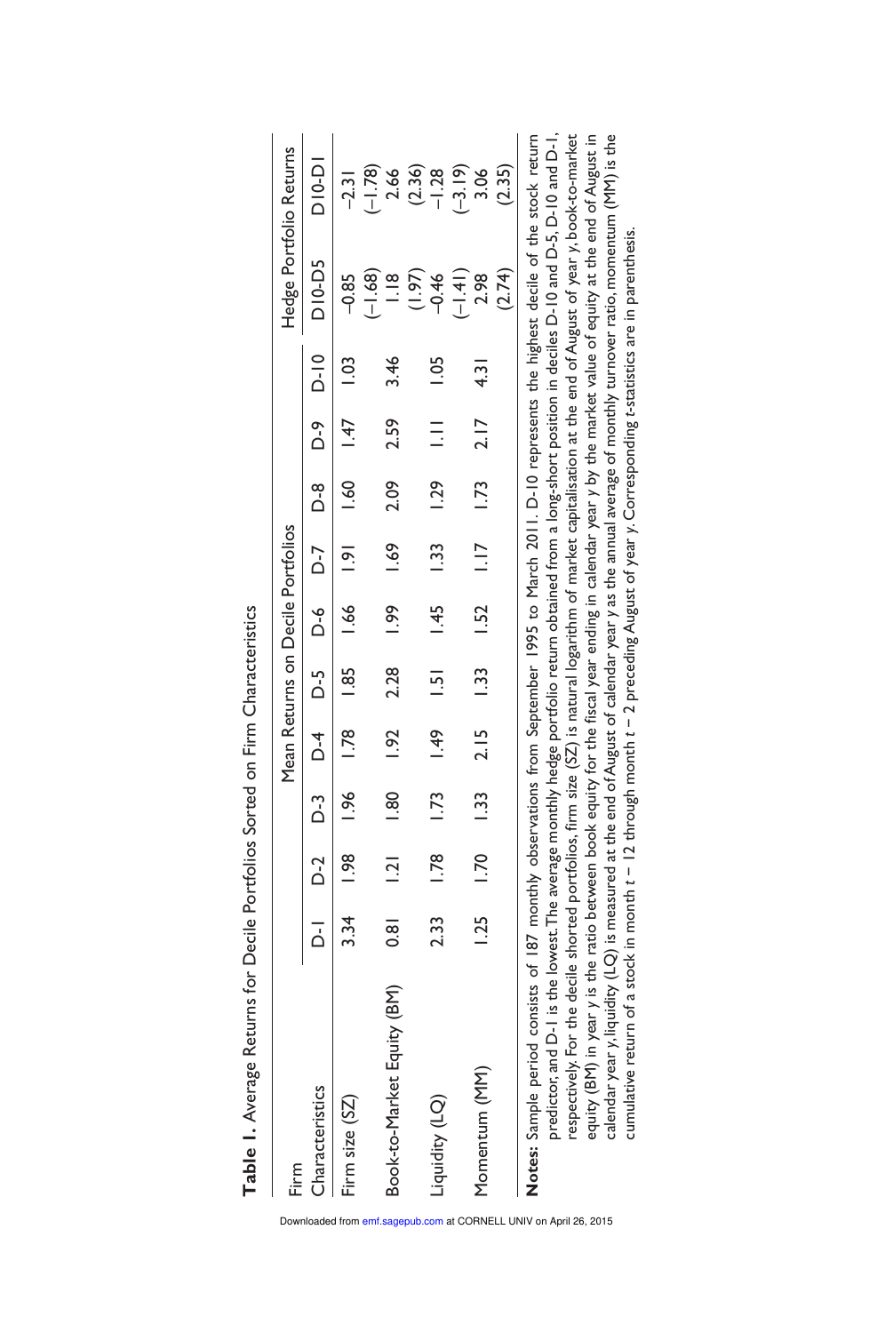**Table 1.** Average Returns for Decile Portfolios Sorted on Firm Characteristics

| Firm Characteristics | Mean Returns on Decile Portfolios | | | | | | | | | | Hedge Portfolio Returns | |
|---|---|---|---|---|---|---|---|---|---|---|---|---|
| | D-1 | D-2 | D-3 | D-4 | D-5 | D-6 | D-7 | D-8 | D-9 | D-10 | D10-D5 | D10-D1 |
| Firm size (SZ) | 3.34 | 1.98 | 1.96 | 1.78 | 1.85 | 1.66 | 1.91 | 1.60 | 1.47 | 1.03 | −0.85 | −2.31 |
| | | | | | | | | | | | (−1.68) | (−1.78) |
| Book-to-Market Equity (BM) | 0.81 | 1.21 | 1.80 | 1.92 | 2.28 | 1.99 | 1.69 | 2.09 | 2.59 | 3.46 | 1.18 | 2.66 |
| | | | | | | | | | | | (1.97) | (2.36) |
| Liquidity (LQ) | 2.33 | 1.78 | 1.73 | 1.49 | 1.51 | 1.45 | 1.33 | 1.29 | 1.11 | 1.05 | −0.46 | −1.28 |
| | | | | | | | | | | | (−1.41) | (−3.19) |
| Momentum (MM) | 1.25 | 1.70 | 1.33 | 2.15 | 1.33 | 1.52 | 1.17 | 1.73 | 2.17 | 4.31 | 2.98 | 3.06 |
| | | | | | | | | | | | (2.74) | (2.35) |

**Notes:** Sample period consists of 187 monthly observations from September 1995 to March 2011. D-10 represents the highest decile of the stock return predictor, and D-1 is the lowest. The average monthly hedge portfolio return obtained from a long-short position in deciles D-10 and D-5, D-10 and D-1, respectively. For the decile shorted portfolios, firm size (SZ) is natural logarithm of market capitalisation at the end of August of year $y$, book-to-market equity (BM) in year $y$ is the ratio between book equity for the fiscal year ending in calendar year $y$ by the market value of equity at the end of August in calendar year $y$, liquidity (LQ) is measured at the end of August of calendar year $y$ as the annual average of monthly turnover ratio, momentum (MM) is the cumulative return of a stock in month $t - 12$ through month $t - 2$ preceding August of year $y$. Corresponding $t$-statistics are in parenthesis.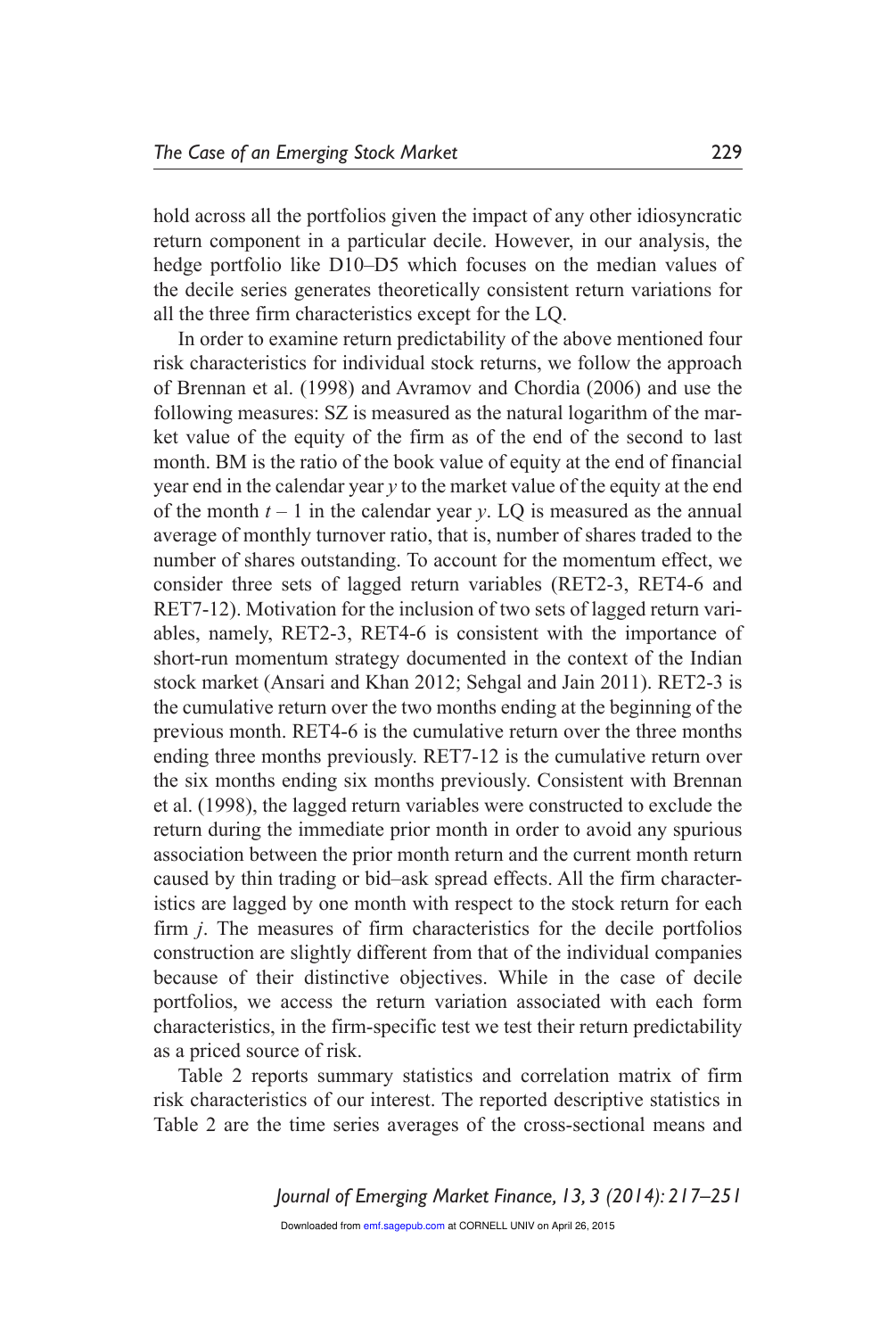hold across all the portfolios given the impact of any other idiosyncratic return component in a particular decile. However, in our analysis, the hedge portfolio like D10–D5 which focuses on the median values of the decile series generates theoretically consistent return variations for all the three firm characteristics except for the LQ.

In order to examine return predictability of the above mentioned four risk characteristics for individual stock returns, we follow the approach of Brennan et al. (1998) and Avramov and Chordia (2006) and use the following measures: SZ is measured as the natural logarithm of the market value of the equity of the firm as of the end of the second to last month. BM is the ratio of the book value of equity at the end of financial year end in the calendar year $y$ to the market value of the equity at the end of the month $t - 1$ in the calendar year $y$. LQ is measured as the annual average of monthly turnover ratio, that is, number of shares traded to the number of shares outstanding. To account for the momentum effect, we consider three sets of lagged return variables (RET2-3, RET4-6 and RET7-12). Motivation for the inclusion of two sets of lagged return variables, namely, RET2-3, RET4-6 is consistent with the importance of short-run momentum strategy documented in the context of the Indian stock market (Ansari and Khan 2012; Sehgal and Jain 2011). RET2-3 is the cumulative return over the two months ending at the beginning of the previous month. RET4-6 is the cumulative return over the three months ending three months previously. RET7-12 is the cumulative return over the six months ending six months previously. Consistent with Brennan et al. (1998), the lagged return variables were constructed to exclude the return during the immediate prior month in order to avoid any spurious association between the prior month return and the current month return caused by thin trading or bid–ask spread effects. All the firm characteristics are lagged by one month with respect to the stock return for each firm $j$. The measures of firm characteristics for the decile portfolios construction are slightly different from that of the individual companies because of their distinctive objectives. While in the case of decile portfolios, we access the return variation associated with each form characteristics, in the firm-specific test we test their return predictability as a priced source of risk.

Table 2 reports summary statistics and correlation matrix of firm risk characteristics of our interest. The reported descriptive statistics in Table 2 are the time series averages of the cross-sectional means and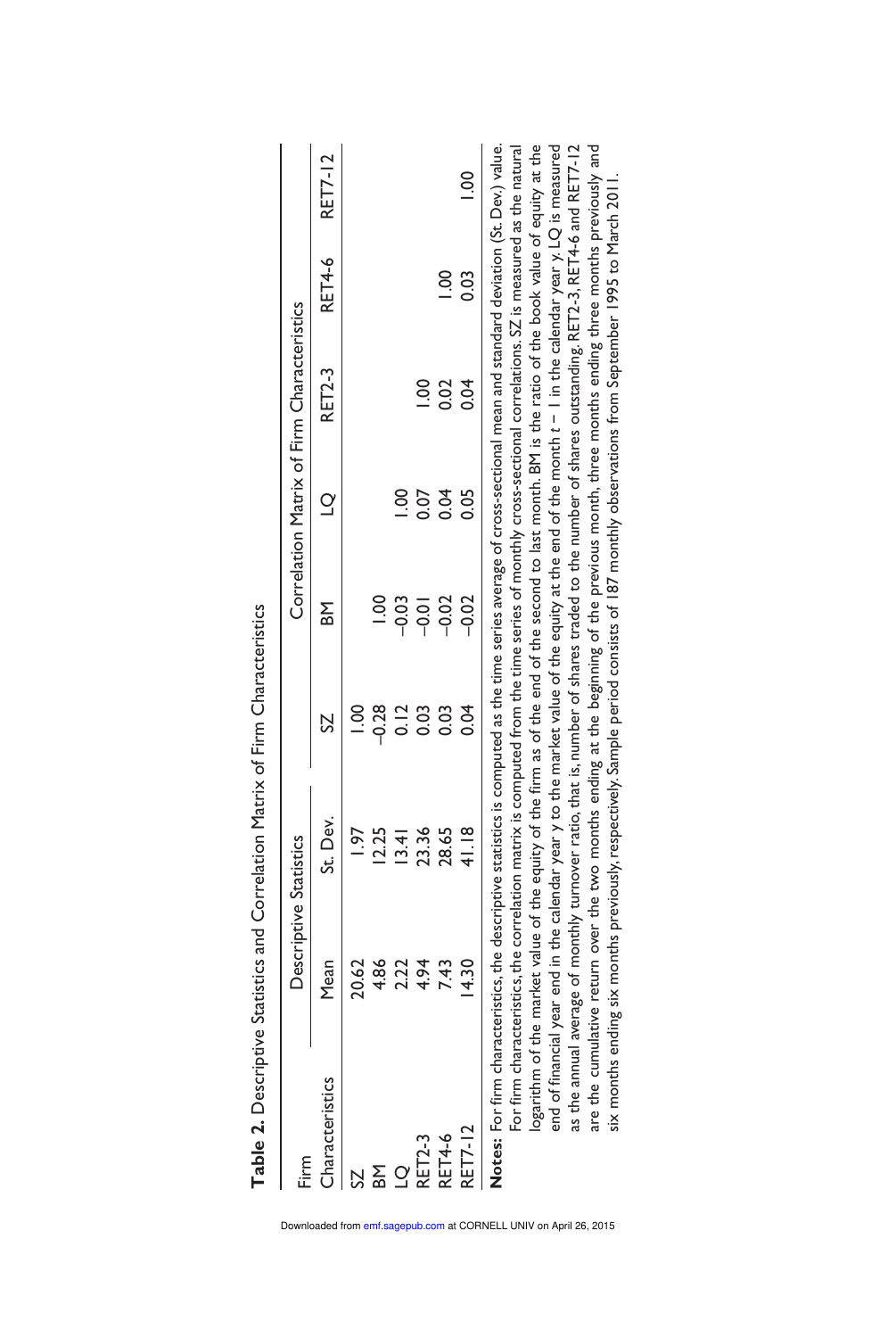**Table 2.** Descriptive Statistics and Correlation Matrix of Firm Characteristics

| Firm | Descriptive Statistics | | Correlation Matrix of Firm Characteristics | | | | | |
|---|---|---|---|---|---|---|---|---|
| Characteristics | Mean | St. Dev. | SZ | BM | LQ | RET2-3 | RET4-6 | RET7-12 |
| SZ | 20.62 | 1.97 | 1.00 | | | | | |
| BM | 4.86 | 12.25 | −0.28 | 1.00 | | | | |
| LQ | 2.22 | 13.41 | 0.12 | −0.03 | 1.00 | | | |
| RET2-3 | 4.94 | 23.36 | 0.03 | −0.01 | 0.07 | 1.00 | | |
| RET4-6 | 7.43 | 28.65 | 0.03 | −0.02 | 0.04 | 0.02 | 1.00 | |
| RET7-12 | 14.30 | 41.18 | 0.04 | −0.02 | 0.05 | 0.04 | 0.03 | 1.00 |

**Notes:** For firm characteristics, the descriptive statistics is computed as the time series average of cross-sectional mean and standard deviation (St. Dev.) value. For firm characteristics, the correlation matrix is computed from the time series of monthly cross-sectional correlations. SZ is measured as the natural logarithm of the market value of the equity of the firm as of the end of the second to last month. BM is the ratio of the book value of equity at the end of financial year end in the calendar year $y$ to the market value of the equity at the end of the month $t - 1$ in the calendar year $y$. LQ is measured as the annual average of monthly turnover ratio, that is, number of shares traded to the number of shares outstanding. RET2-3, RET4-6 and RET7-12 are the cumulative return over the two months ending at the beginning of the previous month, three months ending three months previously and six months ending six months previously, respectively. Sample period consists of 187 monthly observations from September 1995 to March 2011.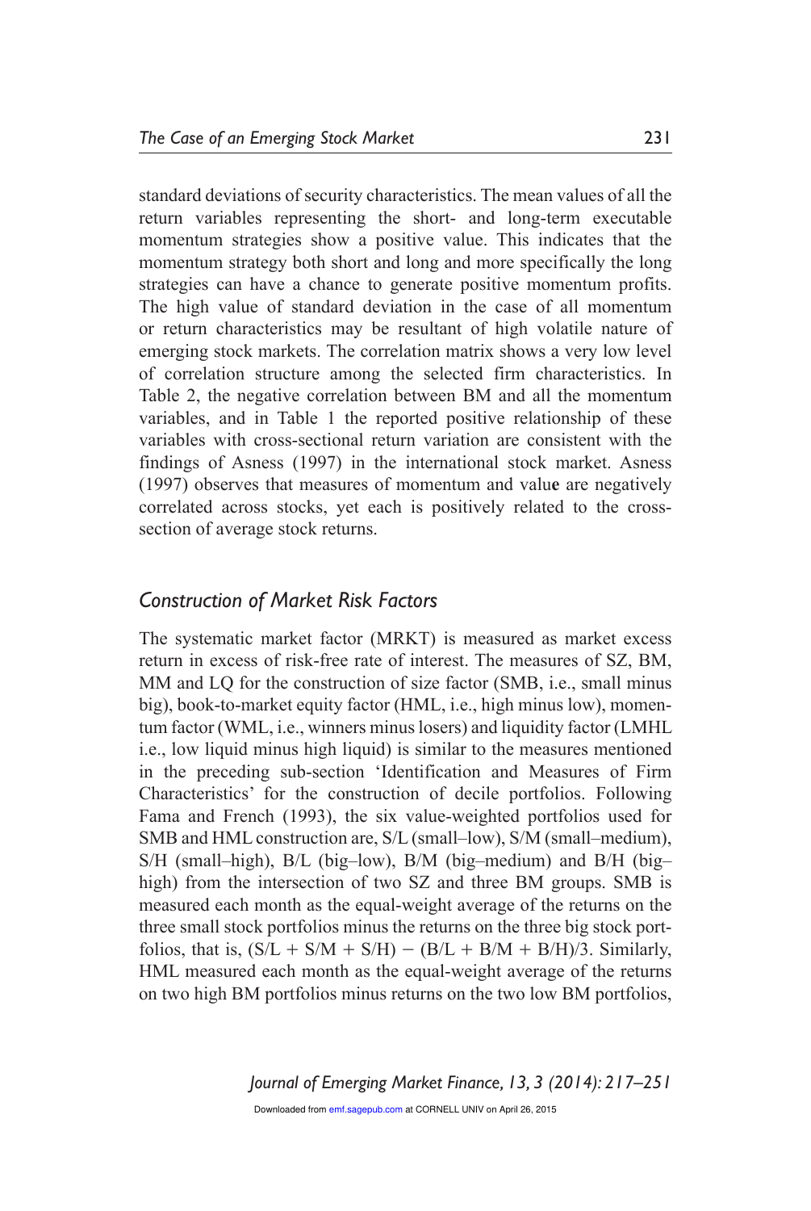standard deviations of security characteristics. The mean values of all the return variables representing the short- and long-term executable momentum strategies show a positive value. This indicates that the momentum strategy both short and long and more specifically the long strategies can have a chance to generate positive momentum profits. The high value of standard deviation in the case of all momentum or return characteristics may be resultant of high volatile nature of emerging stock markets. The correlation matrix shows a very low level of correlation structure among the selected firm characteristics. In Table 2, the negative correlation between BM and all the momentum variables, and in Table 1 the reported positive relationship of these variables with cross-sectional return variation are consistent with the findings of Asness (1997) in the international stock market. Asness (1997) observes that measures of momentum and value are negatively correlated across stocks, yet each is positively related to the cross-section of average stock returns.

## *Construction of Market Risk Factors*

The systematic market factor (MRKT) is measured as market excess return in excess of risk-free rate of interest. The measures of SZ, BM, MM and LQ for the construction of size factor (SMB, i.e., small minus big), book-to-market equity factor (HML, i.e., high minus low), momentum factor (WML, i.e., winners minus losers) and liquidity factor (LMHL i.e., low liquid minus high liquid) is similar to the measures mentioned in the preceding sub-section 'Identification and Measures of Firm Characteristics' for the construction of decile portfolios. Following Fama and French (1993), the six value-weighted portfolios used for SMB and HML construction are, S/L (small–low), S/M (small–medium), S/H (small–high), B/L (big–low), B/M (big–medium) and B/H (big–high) from the intersection of two SZ and three BM groups. SMB is measured each month as the equal-weight average of the returns on the three small stock portfolios minus the returns on the three big stock portfolios, that is, $(S/L + S/M + S/H) - (B/L + B/M + B/H)/3$. Similarly, HML measured each month as the equal-weight average of the returns on two high BM portfolios minus returns on the two low BM portfolios,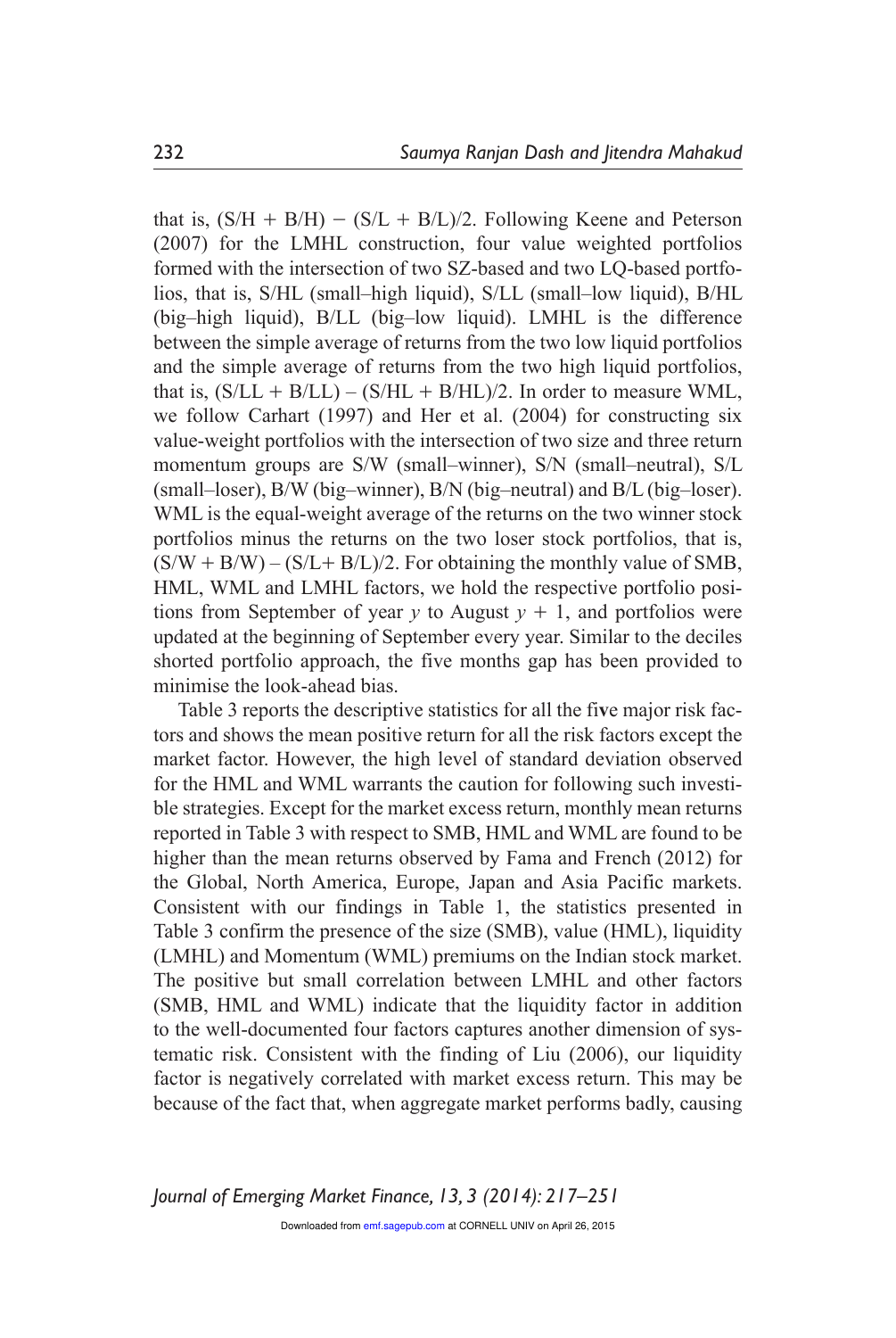that is, (S/H + B/H) − (S/L + B/L)/2. Following Keene and Peterson (2007) for the LMHL construction, four value weighted portfolios formed with the intersection of two SZ-based and two LQ-based portfolios, that is, S/HL (small–high liquid), S/LL (small–low liquid), B/HL (big–high liquid), B/LL (big–low liquid). LMHL is the difference between the simple average of returns from the two low liquid portfolios and the simple average of returns from the two high liquid portfolios, that is, (S/LL + B/LL) – (S/HL + B/HL)/2. In order to measure WML, we follow Carhart (1997) and Her et al. (2004) for constructing six value-weight portfolios with the intersection of two size and three return momentum groups are S/W (small–winner), S/N (small–neutral), S/L (small–loser), B/W (big–winner), B/N (big–neutral) and B/L (big–loser). WML is the equal-weight average of the returns on the two winner stock portfolios minus the returns on the two loser stock portfolios, that is, (S/W + B/W) – (S/L+ B/L)/2. For obtaining the monthly value of SMB, HML, WML and LMHL factors, we hold the respective portfolio positions from September of year $y$ to August $y + 1$, and portfolios were updated at the beginning of September every year. Similar to the deciles shorted portfolio approach, the five months gap has been provided to minimise the look-ahead bias.

Table 3 reports the descriptive statistics for all the five major risk factors and shows the mean positive return for all the risk factors except the market factor. However, the high level of standard deviation observed for the HML and WML warrants the caution for following such investible strategies. Except for the market excess return, monthly mean returns reported in Table 3 with respect to SMB, HML and WML are found to be higher than the mean returns observed by Fama and French (2012) for the Global, North America, Europe, Japan and Asia Pacific markets. Consistent with our findings in Table 1, the statistics presented in Table 3 confirm the presence of the size (SMB), value (HML), liquidity (LMHL) and Momentum (WML) premiums on the Indian stock market. The positive but small correlation between LMHL and other factors (SMB, HML and WML) indicate that the liquidity factor in addition to the well-documented four factors captures another dimension of systematic risk. Consistent with the finding of Liu (2006), our liquidity factor is negatively correlated with market excess return. This may be because of the fact that, when aggregate market performs badly, causing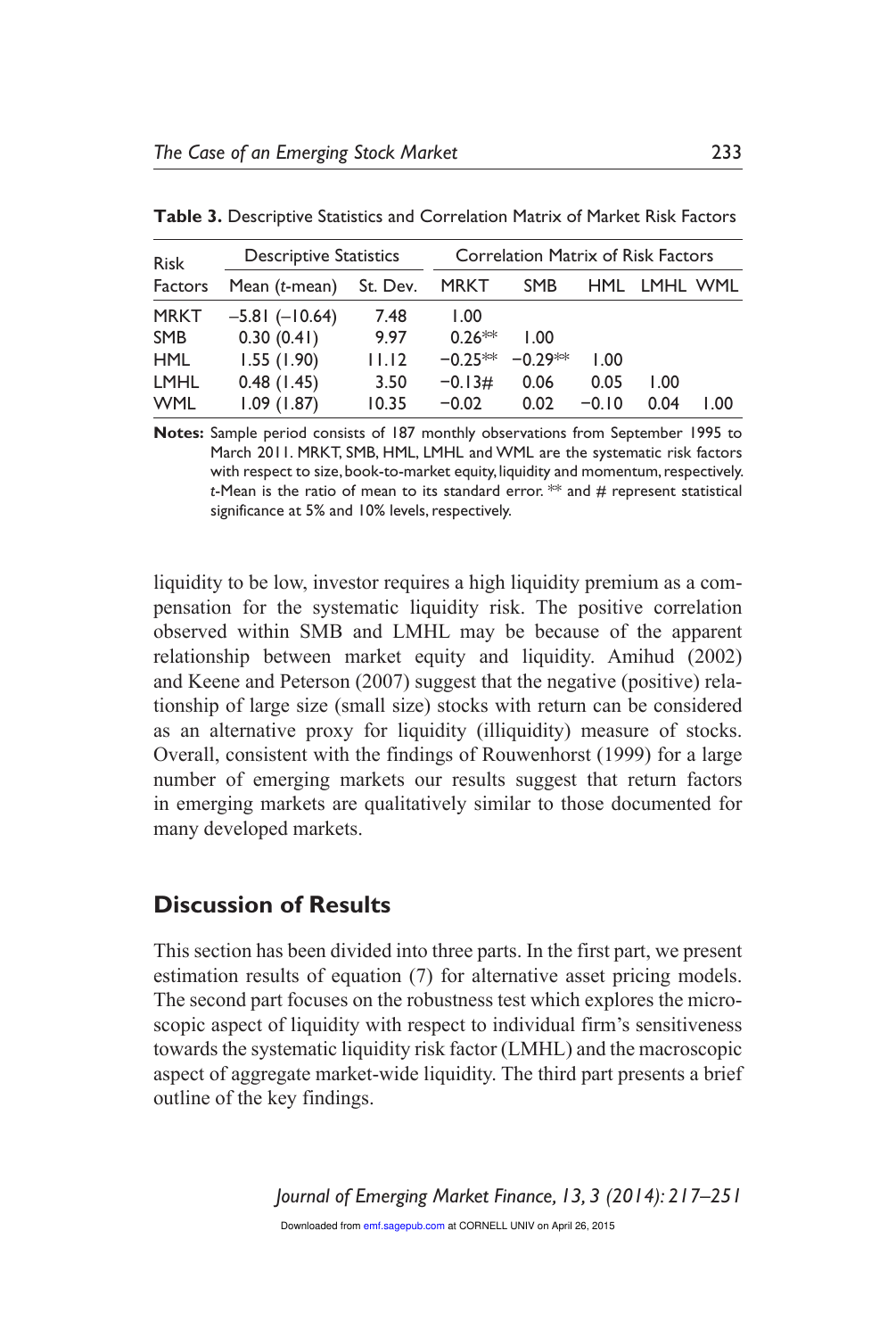**Table 3.** Descriptive Statistics and Correlation Matrix of Market Risk Factors

| Risk Factors | Descriptive Statistics | | Correlation Matrix of Risk Factors | | | | |
|---|---|---|---|---|---|---|---|
| | Mean (*t*-mean) | St. Dev. | MRKT | SMB | HML | LMHL | WML |
| MRKT | −5.81 (−10.64) | 7.48 | 1.00 | | | | |
| SMB | 0.30 (0.41) | 9.97 | 0.26** | 1.00 | | | |
| HML | 1.55 (1.90) | 11.12 | −0.25** | −0.29** | 1.00 | | |
| LMHL | 0.48 (1.45) | 3.50 | −0.13# | 0.06 | 0.05 | 1.00 | |
| WML | 1.09 (1.87) | 10.35 | −0.02 | 0.02 | −0.10 | 0.04 | 1.00 |

**Notes:** Sample period consists of 187 monthly observations from September 1995 to March 2011. MRKT, SMB, HML, LMHL and WML are the systematic risk factors with respect to size, book-to-market equity, liquidity and momentum, respectively. *t*-Mean is the ratio of mean to its standard error. ** and # represent statistical significance at 5% and 10% levels, respectively.

liquidity to be low, investor requires a high liquidity premium as a compensation for the systematic liquidity risk. The positive correlation observed within SMB and LMHL may be because of the apparent relationship between market equity and liquidity. Amihud (2002) and Keene and Peterson (2007) suggest that the negative (positive) relationship of large size (small size) stocks with return can be considered as an alternative proxy for liquidity (illiquidity) measure of stocks. Overall, consistent with the findings of Rouwenhorst (1999) for a large number of emerging markets our results suggest that return factors in emerging markets are qualitatively similar to those documented for many developed markets.

## Discussion of Results

This section has been divided into three parts. In the first part, we present estimation results of equation (7) for alternative asset pricing models. The second part focuses on the robustness test which explores the microscopic aspect of liquidity with respect to individual firm's sensitiveness towards the systematic liquidity risk factor (LMHL) and the macroscopic aspect of aggregate market-wide liquidity. The third part presents a brief outline of the key findings.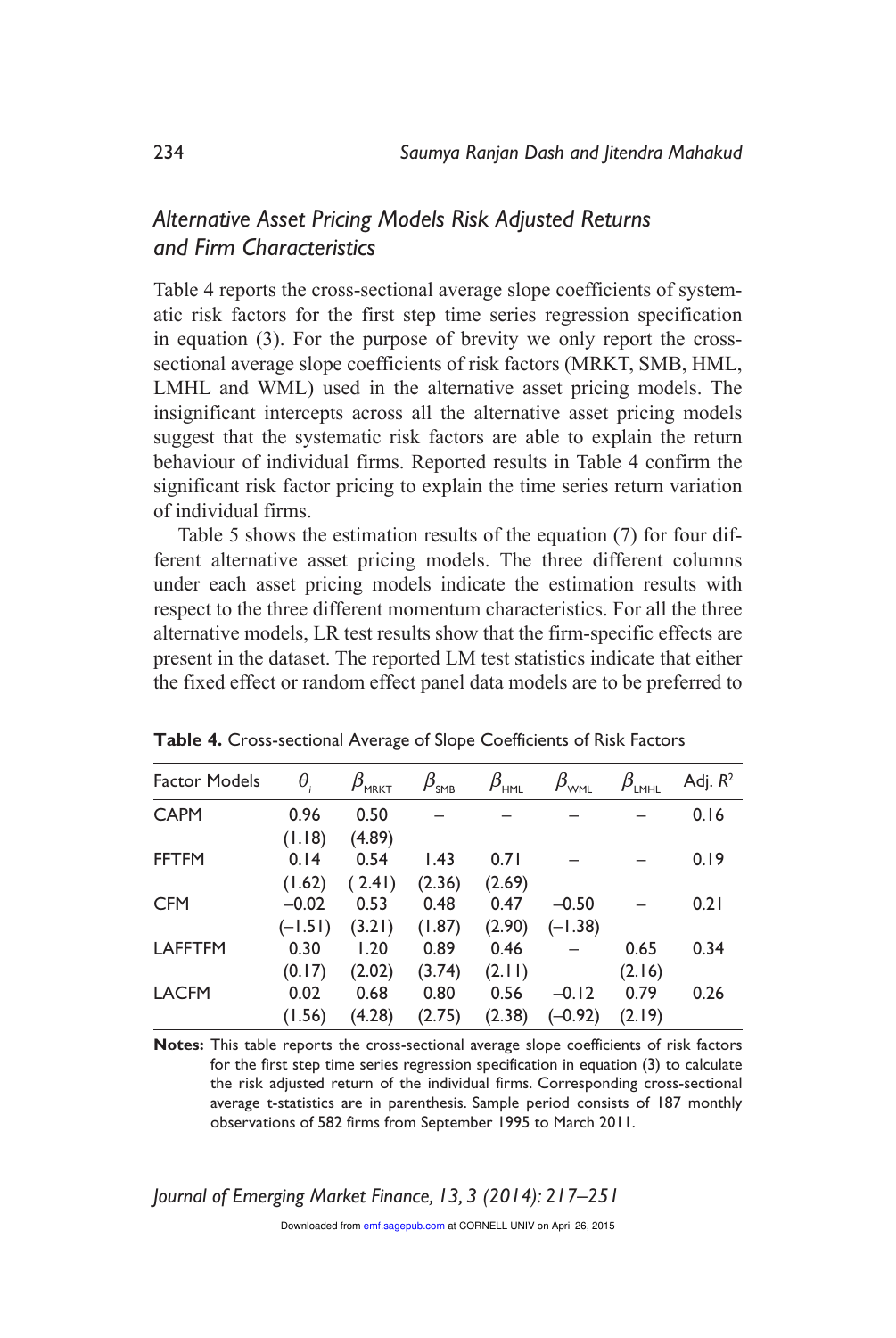## *Alternative Asset Pricing Models Risk Adjusted Returns and Firm Characteristics*

Table 4 reports the cross-sectional average slope coefficients of systematic risk factors for the first step time series regression specification in equation (3). For the purpose of brevity we only report the cross-sectional average slope coefficients of risk factors (MRKT, SMB, HML, LMHL and WML) used in the alternative asset pricing models. The insignificant intercepts across all the alternative asset pricing models suggest that the systematic risk factors are able to explain the return behaviour of individual firms. Reported results in Table 4 confirm the significant risk factor pricing to explain the time series return variation of individual firms.

Table 5 shows the estimation results of the equation (7) for four different alternative asset pricing models. The three different columns under each asset pricing models indicate the estimation results with respect to the three different momentum characteristics. For all the three alternative models, LR test results show that the firm-specific effects are present in the dataset. The reported LM test statistics indicate that either the fixed effect or random effect panel data models are to be preferred to

**Table 4.** Cross-sectional Average of Slope Coefficients of Risk Factors

| Factor Models | $\theta_i$ | $\beta_{MRKT}$ | $\beta_{SMB}$ | $\beta_{HML}$ | $\beta_{WML}$ | $\beta_{LMHL}$ | Adj. $R^2$ |
|---|---|---|---|---|---|---|---|
| CAPM | 0.96 | 0.50 | – | – | – | – | 0.16 |
| | (1.18) | (4.89) | | | | | |
| FFTFM | 0.14 | 0.54 | 1.43 | 0.71 | – | – | 0.19 |
| | (1.62) | (2.41) | (2.36) | (2.69) | | | |
| CFM | –0.02 | 0.53 | 0.48 | 0.47 | –0.50 | – | 0.21 |
| | (–1.51) | (3.21) | (1.87) | (2.90) | (–1.38) | | |
| LAFFTFM | 0.30 | 1.20 | 0.89 | 0.46 | – | 0.65 | 0.34 |
| | (0.17) | (2.02) | (3.74) | (2.11) | | (2.16) | |
| LACFM | 0.02 | 0.68 | 0.80 | 0.56 | –0.12 | 0.79 | 0.26 |
| | (1.56) | (4.28) | (2.75) | (2.38) | (–0.92) | (2.19) | |

**Notes:** This table reports the cross-sectional average slope coefficients of risk factors for the first step time series regression specification in equation (3) to calculate the risk adjusted return of the individual firms. Corresponding cross-sectional average t-statistics are in parenthesis. Sample period consists of 187 monthly observations of 582 firms from September 1995 to March 2011.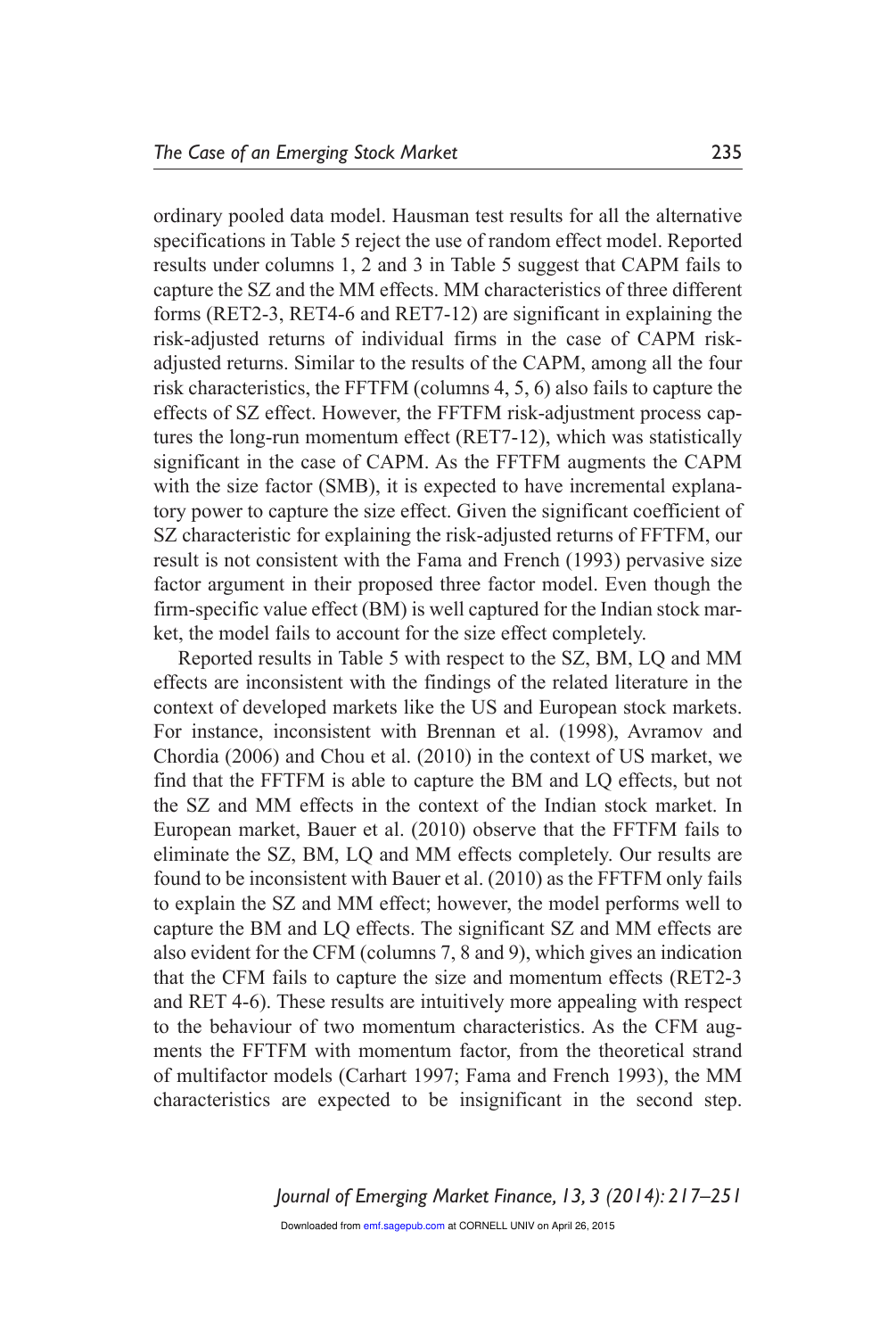ordinary pooled data model. Hausman test results for all the alternative specifications in Table 5 reject the use of random effect model. Reported results under columns 1, 2 and 3 in Table 5 suggest that CAPM fails to capture the SZ and the MM effects. MM characteristics of three different forms (RET2-3, RET4-6 and RET7-12) are significant in explaining the risk-adjusted returns of individual firms in the case of CAPM risk-adjusted returns. Similar to the results of the CAPM, among all the four risk characteristics, the FFTFM (columns 4, 5, 6) also fails to capture the effects of SZ effect. However, the FFTFM risk-adjustment process captures the long-run momentum effect (RET7-12), which was statistically significant in the case of CAPM. As the FFTFM augments the CAPM with the size factor (SMB), it is expected to have incremental explanatory power to capture the size effect. Given the significant coefficient of SZ characteristic for explaining the risk-adjusted returns of FFTFM, our result is not consistent with the Fama and French (1993) pervasive size factor argument in their proposed three factor model. Even though the firm-specific value effect (BM) is well captured for the Indian stock market, the model fails to account for the size effect completely.

Reported results in Table 5 with respect to the SZ, BM, LQ and MM effects are inconsistent with the findings of the related literature in the context of developed markets like the US and European stock markets. For instance, inconsistent with Brennan et al. (1998), Avramov and Chordia (2006) and Chou et al. (2010) in the context of US market, we find that the FFTFM is able to capture the BM and LQ effects, but not the SZ and MM effects in the context of the Indian stock market. In European market, Bauer et al. (2010) observe that the FFTFM fails to eliminate the SZ, BM, LQ and MM effects completely. Our results are found to be inconsistent with Bauer et al. (2010) as the FFTFM only fails to explain the SZ and MM effect; however, the model performs well to capture the BM and LQ effects. The significant SZ and MM effects are also evident for the CFM (columns 7, 8 and 9), which gives an indication that the CFM fails to capture the size and momentum effects (RET2-3 and RET 4-6). These results are intuitively more appealing with respect to the behaviour of two momentum characteristics. As the CFM augments the FFTFM with momentum factor, from the theoretical strand of multifactor models (Carhart 1997; Fama and French 1993), the MM characteristics are expected to be insignificant in the second step.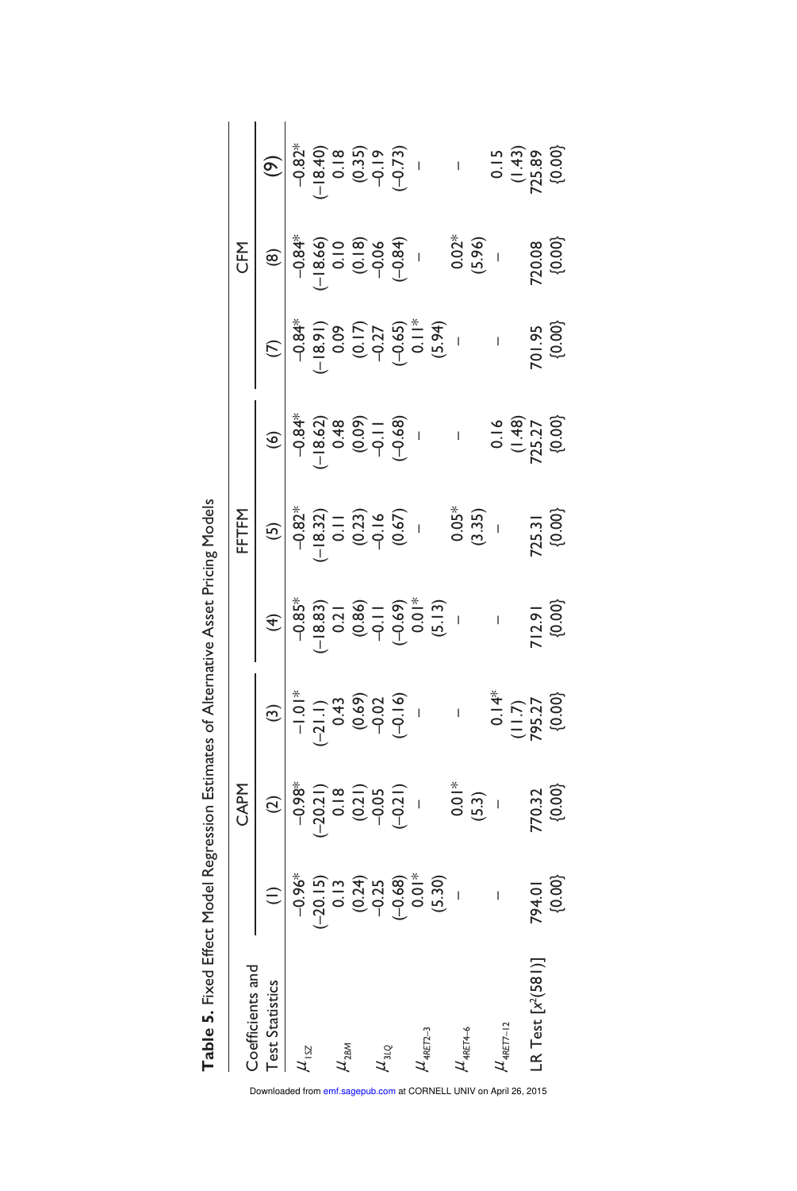**Table 5.** Fixed Effect Model Regression Estimates of Alternative Asset Pricing Models

| Coefficients and Test Statistics | CAPM | | | FFTFM | | | CFM | | |
|---|---|---|---|---|---|---|---|---|---|
| | (1) | (2) | (3) | (4) | (5) | (6) | (7) | (8) | (9) |
| $\mu_{1SZ}$ | −0.96* | −0.98* | −1.01* | −0.85* | −0.82* | −0.84* | −0.84* | −0.84* | −0.82* |
| | (−20.15) | (−20.21) | (−21.1) | (−18.83) | (−18.32) | (−18.62) | (−18.91) | (−18.66) | (−18.40) |
| $\mu_{2BM}$ | 0.13 | 0.18 | 0.43 | 0.21 | 0.11 | 0.48 | 0.09 | 0.10 | 0.18 |
| | (0.24) | (0.21) | (0.69) | (0.86) | (0.23) | (0.09) | (0.17) | (0.18) | (0.35) |
| $\mu_{3LQ}$ | −0.25 | −0.05 | −0.02 | −0.11 | −0.16 | −0.11 | −0.27 | −0.06 | −0.19 |
| | (−0.68) | (−0.21) | (−0.16) | (−0.69) | (0.67) | (−0.68) | (−0.65) | (−0.84) | (−0.73) |
| $\mu_{4RET2\text{–}3}$ | 0.01* | – | – | 0.01* | – | – | 0.11* | – | – |
| | (5.30) | | | (5.13) | | | (5.94) | | |
| $\mu_{4RET4\text{–}6}$ | – | 0.01* | – | – | 0.05* | – | – | 0.02* | – |
| | | (5.3) | | | (3.35) | | | (5.96) | |
| $\mu_{4RET7\text{–}12}$ | – | – | 0.14* | – | – | 0.16 | – | – | 0.15 |
| | | | (11.7) | | | (1.48) | | | (1.43) |
| LR Test [$\chi^2(581)$] | 794.01 | 770.32 | 795.27 | 712.91 | 725.31 | 725.27 | 701.95 | 720.08 | 725.89 |
| | {0.00} | {0.00} | {0.00} | {0.00} | {0.00} | {0.00} | {0.00} | {0.00} | {0.00} |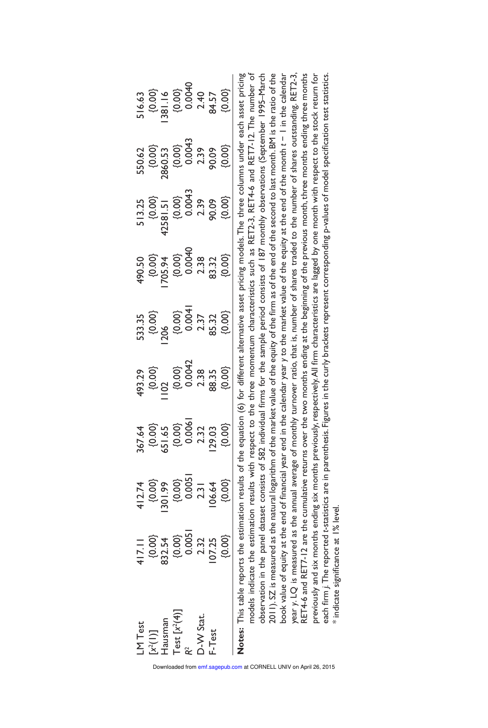| | | | | | | | | |
|---|---|---|---|---|---|---|---|---|
| LM Test | 417.11 | 412.74 | 367.64 | 493.29 | 533.35 | 490.50 | 513.25 | 550.62 | 516.63 |
| $[\chi^2(1)]$ | {0.00} | {0.00} | {0.00} | {0.00} | {0.00} | {0.00} | {0.00} | {0.00} | {0.00} |
| Hausman | 832.54 | 1301.99 | 651.65 | 1102 | 1206 | 1705.94 | 42581.51 | 2860.53 | 1381.16 |
| Test $[\chi^2(4)]$ | {0.00} | {0.00} | {0.00} | {0.00} | {0.00} | {0.00} | {0.00} | {0.00} | {0.00} |
| $R^2$ | 0.0051 | 0.0051 | 0.0061 | 0.0042 | 0.0041 | 0.0040 | 0.0043 | 0.0043 | 0.0040 |
| D-W Stat. | 2.32 | 2.31 | 2.32 | 2.38 | 2.37 | 2.38 | 2.39 | 2.39 | 2.40 |
| F-Test | 107.25 | 106.64 | 129.03 | 88.35 | 85.32 | 83.32 | 90.09 | 90.09 | 84.57 |
| | {0.00} | {0.00} | {0.00} | {0.00} | {0.00} | {0.00} | {0.00} | {0.00} | {0.00} |

**Notes:** This table reports the estimation results of the equation (6) for different alternative asset pricing models. The three columns under each asset pricing models indicate the estimation results with respect to the three momentum characteristics such as RET2-3, RET4-6 and RET7-12. The number of observation in the panel dataset consists of 582 individual firms for the sample period consists of 187 monthly observations (September 1995–March 2011). SZ is measured as the natural logarithm of the market value of the equity of the firm as of the end of the second to last month. BM is the ratio of the book value of equity at the end of financial year end in the calendar year $y$ to the market value of the equity at the end of the month $t-1$ in the calendar year $y$. LQ is measured as the annual average of monthly turnover ratio, that is, number of shares traded to the number of shares outstanding. RET2-3, RET4-6 and RET7-12 are the cumulative returns over the two months ending at the beginning of the previous month, three months ending three months previously and six months ending six months previously, respectively. All firm characteristics are lagged by one month with respect to the stock return for each firm $j$. The reported $t$-statistics are in parenthesis. Figures in the curly brackets represent corresponding p-values of model specification test statistics.
\* indicate significance at 1% level.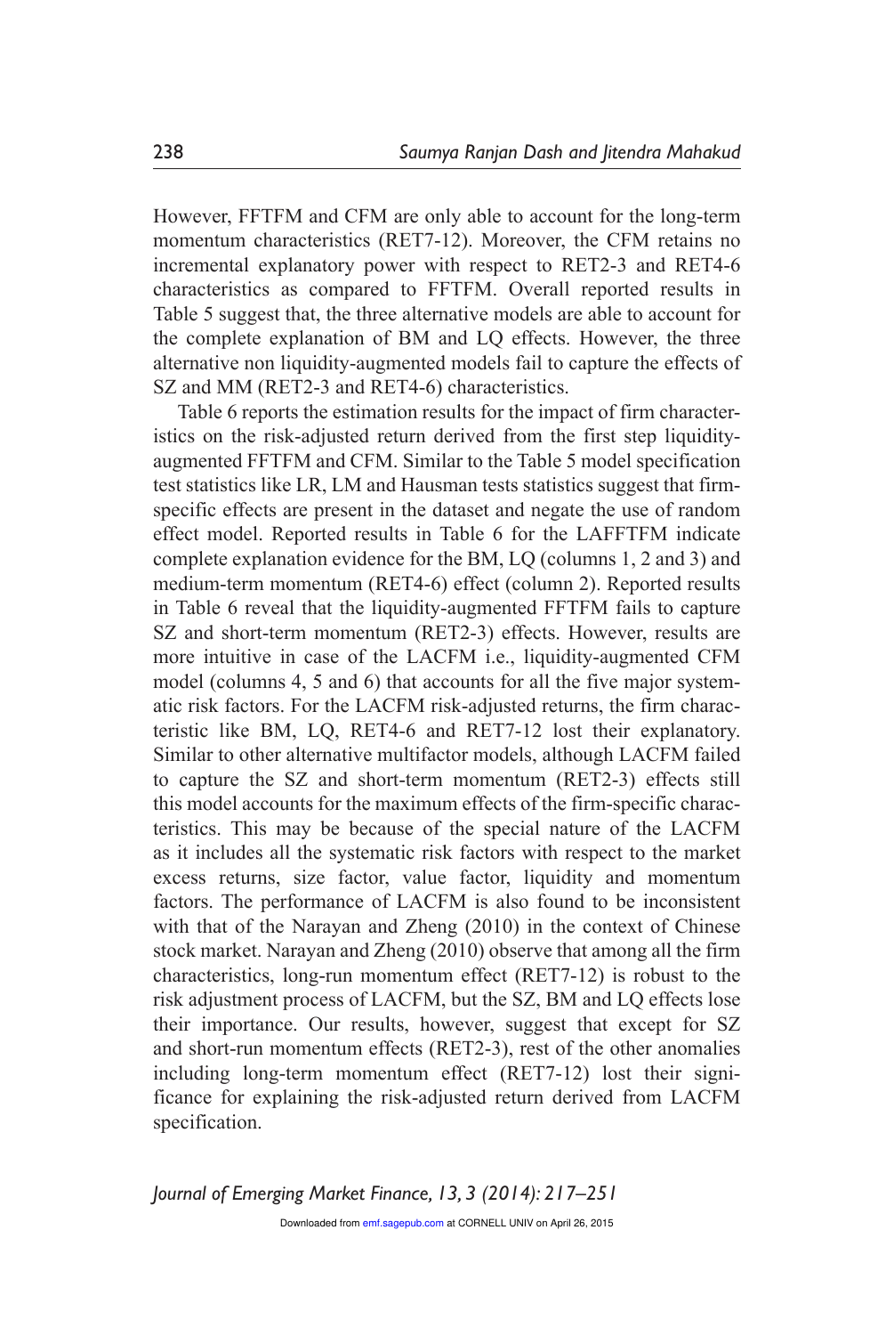However, FFTFM and CFM are only able to account for the long-term momentum characteristics (RET7-12). Moreover, the CFM retains no incremental explanatory power with respect to RET2-3 and RET4-6 characteristics as compared to FFTFM. Overall reported results in Table 5 suggest that, the three alternative models are able to account for the complete explanation of BM and LQ effects. However, the three alternative non liquidity-augmented models fail to capture the effects of SZ and MM (RET2-3 and RET4-6) characteristics.

Table 6 reports the estimation results for the impact of firm characteristics on the risk-adjusted return derived from the first step liquidity-augmented FFTFM and CFM. Similar to the Table 5 model specification test statistics like LR, LM and Hausman tests statistics suggest that firm-specific effects are present in the dataset and negate the use of random effect model. Reported results in Table 6 for the LAFFTFM indicate complete explanation evidence for the BM, LQ (columns 1, 2 and 3) and medium-term momentum (RET4-6) effect (column 2). Reported results in Table 6 reveal that the liquidity-augmented FFTFM fails to capture SZ and short-term momentum (RET2-3) effects. However, results are more intuitive in case of the LACFM i.e., liquidity-augmented CFM model (columns 4, 5 and 6) that accounts for all the five major systematic risk factors. For the LACFM risk-adjusted returns, the firm characteristic like BM, LQ, RET4-6 and RET7-12 lost their explanatory. Similar to other alternative multifactor models, although LACFM failed to capture the SZ and short-term momentum (RET2-3) effects still this model accounts for the maximum effects of the firm-specific characteristics. This may be because of the special nature of the LACFM as it includes all the systematic risk factors with respect to the market excess returns, size factor, value factor, liquidity and momentum factors. The performance of LACFM is also found to be inconsistent with that of the Narayan and Zheng (2010) in the context of Chinese stock market. Narayan and Zheng (2010) observe that among all the firm characteristics, long-run momentum effect (RET7-12) is robust to the risk adjustment process of LACFM, but the SZ, BM and LQ effects lose their importance. Our results, however, suggest that except for SZ and short-run momentum effects (RET2-3), rest of the other anomalies including long-term momentum effect (RET7-12) lost their significance for explaining the risk-adjusted return derived from LACFM specification.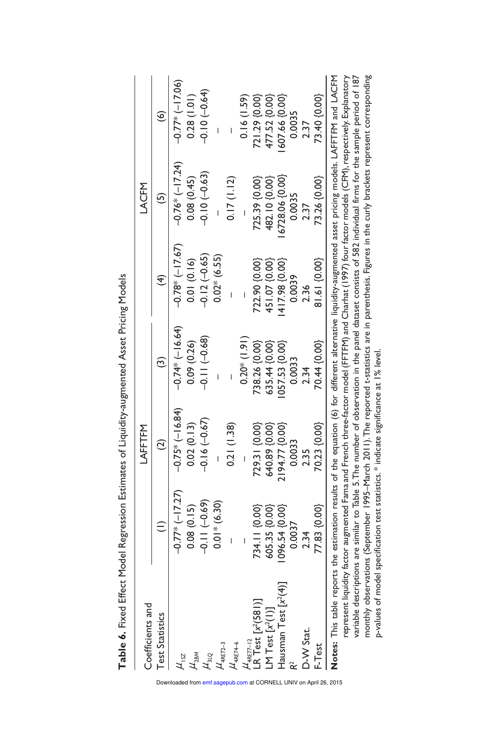**Table 6.** Fixed Effect Model Regression Estimates of Liquidity-augmented Asset Pricing Models

| Coefficients and Test Statistics | LAFFTFM | | | LACFM | | |
|---|---|---|---|---|---|---|
| | (1) | (2) | (3) | (4) | (5) | (6) |
| $\mu_{1SZ}$ | −0.77* (−17.27) | −0.75* (−16.84) | −0.74* (−16.64) | −0.78* (−17.67) | −0.76* (−17.24) | −0.77* (−17.06) |
| $\mu_{2BM}$ | 0.08 (0.15) | 0.02 (0.13) | 0.09 (0.26) | 0.01 (0.16) | 0.08 (0.45) | 0.28 (1.01) |
| $\mu_{3LQ}$ | −0.11 (−0.69) | −0.16 (−0.67) | −0.11 (−0.68) | −0.12 (−0.65) | −0.10 (−0.63) | −0.10 (−0.64) |
| $\mu_{4RET2-3}$ | 0.01* (6.30) | – | – | 0.02* (6.55) | – | – |
| $\mu_{4RET4-6}$ | – | 0.21 (1.38) | – | – | 0.17 (1.12) | – |
| $\mu_{4RET7-12}$ | – | – | 0.20* (1.91) | – | – | 0.16 (1.59) |
| LR Test [$\chi^2(581)$] | 734.11 {0.00} | 729.31 {0.00} | 738.26 {0.00} | 722.90 {0.00} | 725.39 {0.00} | 721.29 {0.00} |
| LM Test [$\chi^2(1)$] | 605.35 {0.00} | 640.89 {0.00} | 635.44 {0.00} | 451.07 {0.00} | 482.10 {0.00} | 477.52 {0.00} |
| Hausman Test [$\chi^2(4)$] | 1096.54 {0.00} | 2194.77 {0.00} | 1057.53 {0.00} | 1417.98 {0.00} | 16728.06 {0.00} | 1607.66 {0.00} |
| $R^2$ | 0.0037 | 0.0033 | 0.0033 | 0.0039 | 0.0035 | 0.0035 |
| D-W Stat. | 2.34 | 2.35 | 2.34 | 2.36 | 2.37 | 2.37 |
| F-Test | 77.83 {0.00} | 70.23 {0.00} | 70.44 {0.00} | 81.61 {0.00} | 73.26 {0.00} | 73.40 {0.00} |

**Notes:** This table reports the estimation results of the equation (6) for different alternative liquidity-augmented asset pricing models. LAFFTFM and LACFM represent liquidity factor augmented Fama and French three-factor model (FFTFM) and Charhat (1997) four factor models (CFM), respectively. Explanatory variable descriptions are similar to Table 5. The number of observation in the panel dataset consists of 582 individual firms for the sample period of 187 monthly observations (September 1995–March 2011). The reported t-statistics are in parenthesis. Figures in the curly brackets represent corresponding p-values of model specification test statistics. * indicate significance at 1% level.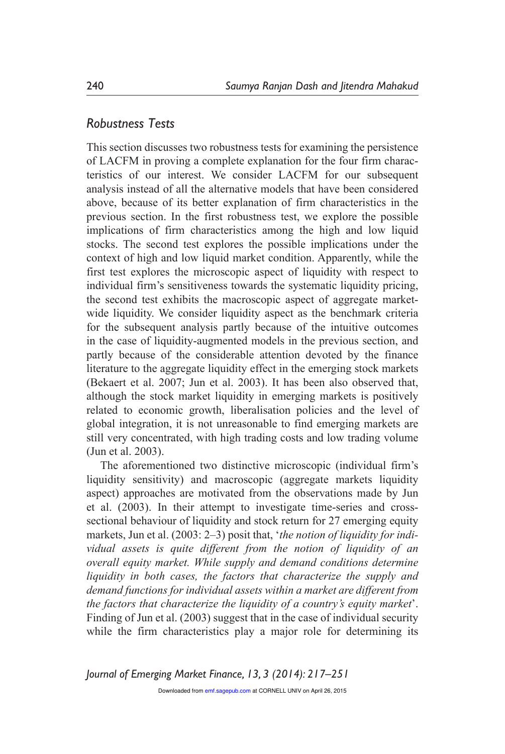## *Robustness Tests*

This section discusses two robustness tests for examining the persistence of LACFM in proving a complete explanation for the four firm characteristics of our interest. We consider LACFM for our subsequent analysis instead of all the alternative models that have been considered above, because of its better explanation of firm characteristics in the previous section. In the first robustness test, we explore the possible implications of firm characteristics among the high and low liquid stocks. The second test explores the possible implications under the context of high and low liquid market condition. Apparently, while the first test explores the microscopic aspect of liquidity with respect to individual firm's sensitiveness towards the systematic liquidity pricing, the second test exhibits the macroscopic aspect of aggregate market-wide liquidity. We consider liquidity aspect as the benchmark criteria for the subsequent analysis partly because of the intuitive outcomes in the case of liquidity-augmented models in the previous section, and partly because of the considerable attention devoted by the finance literature to the aggregate liquidity effect in the emerging stock markets (Bekaert et al. 2007; Jun et al. 2003). It has been also observed that, although the stock market liquidity in emerging markets is positively related to economic growth, liberalisation policies and the level of global integration, it is not unreasonable to find emerging markets are still very concentrated, with high trading costs and low trading volume (Jun et al. 2003).

The aforementioned two distinctive microscopic (individual firm's liquidity sensitivity) and macroscopic (aggregate markets liquidity aspect) approaches are motivated from the observations made by Jun et al. (2003). In their attempt to investigate time-series and cross-sectional behaviour of liquidity and stock return for 27 emerging equity markets, Jun et al. (2003: 2–3) posit that, '*the notion of liquidity for individual assets is quite different from the notion of liquidity of an overall equity market. While supply and demand conditions determine liquidity in both cases, the factors that characterize the supply and demand functions for individual assets within a market are different from the factors that characterize the liquidity of a country's equity market*'. Finding of Jun et al. (2003) suggest that in the case of individual security while the firm characteristics play a major role for determining its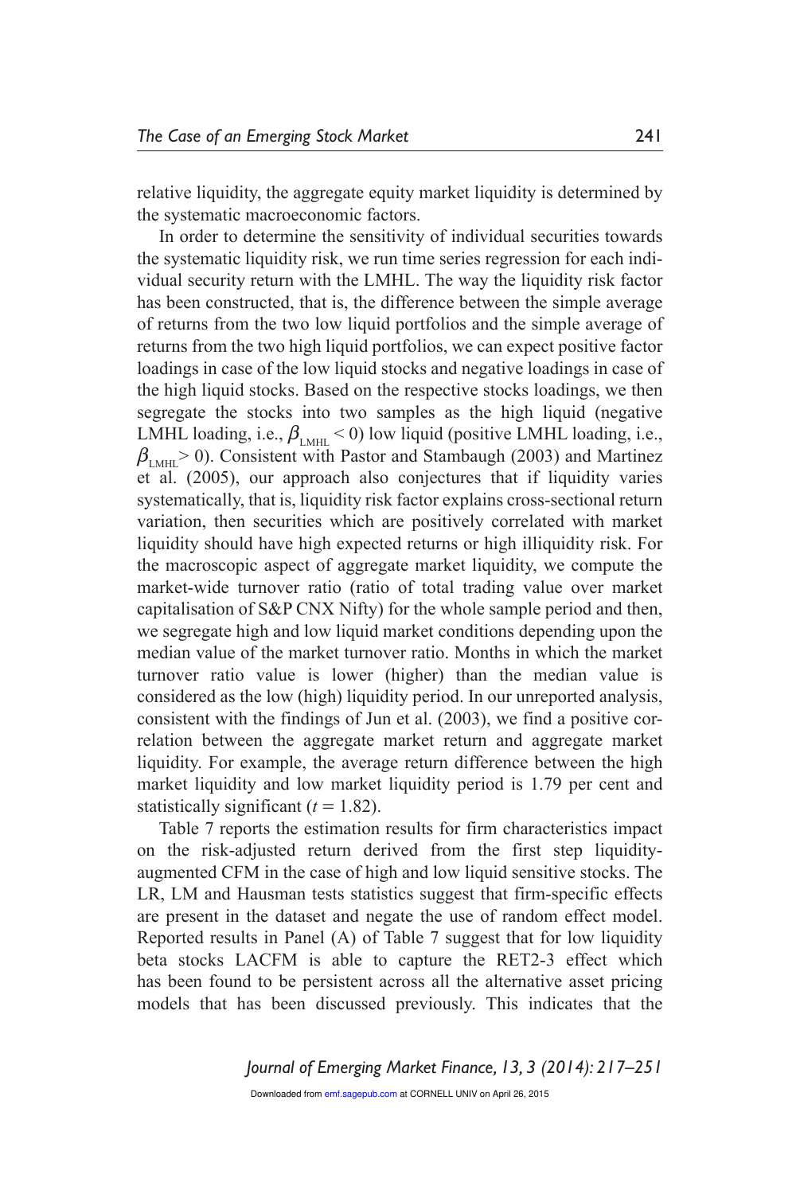relative liquidity, the aggregate equity market liquidity is determined by the systematic macroeconomic factors.

In order to determine the sensitivity of individual securities towards the systematic liquidity risk, we run time series regression for each individual security return with the LMHL. The way the liquidity risk factor has been constructed, that is, the difference between the simple average of returns from the two low liquid portfolios and the simple average of returns from the two high liquid portfolios, we can expect positive factor loadings in case of the low liquid stocks and negative loadings in case of the high liquid stocks. Based on the respective stocks loadings, we then segregate the stocks into two samples as the high liquid (negative LMHL loading, i.e., $\beta_{LMHL} < 0$) low liquid (positive LMHL loading, i.e., $\beta_{LMHL} > 0$). Consistent with Pastor and Stambaugh (2003) and Martinez et al. (2005), our approach also conjectures that if liquidity varies systematically, that is, liquidity risk factor explains cross-sectional return variation, then securities which are positively correlated with market liquidity should have high expected returns or high illiquidity risk. For the macroscopic aspect of aggregate market liquidity, we compute the market-wide turnover ratio (ratio of total trading value over market capitalisation of S&P CNX Nifty) for the whole sample period and then, we segregate high and low liquid market conditions depending upon the median value of the market turnover ratio. Months in which the market turnover ratio value is lower (higher) than the median value is considered as the low (high) liquidity period. In our unreported analysis, consistent with the findings of Jun et al. (2003), we find a positive correlation between the aggregate market return and aggregate market liquidity. For example, the average return difference between the high market liquidity and low market liquidity period is 1.79 per cent and statistically significant ($t = 1.82$).

Table 7 reports the estimation results for firm characteristics impact on the risk-adjusted return derived from the first step liquidity-augmented CFM in the case of high and low liquid sensitive stocks. The LR, LM and Hausman tests statistics suggest that firm-specific effects are present in the dataset and negate the use of random effect model. Reported results in Panel (A) of Table 7 suggest that for low liquidity beta stocks LACFM is able to capture the RET2-3 effect which has been found to be persistent across all the alternative asset pricing models that has been discussed previously. This indicates that the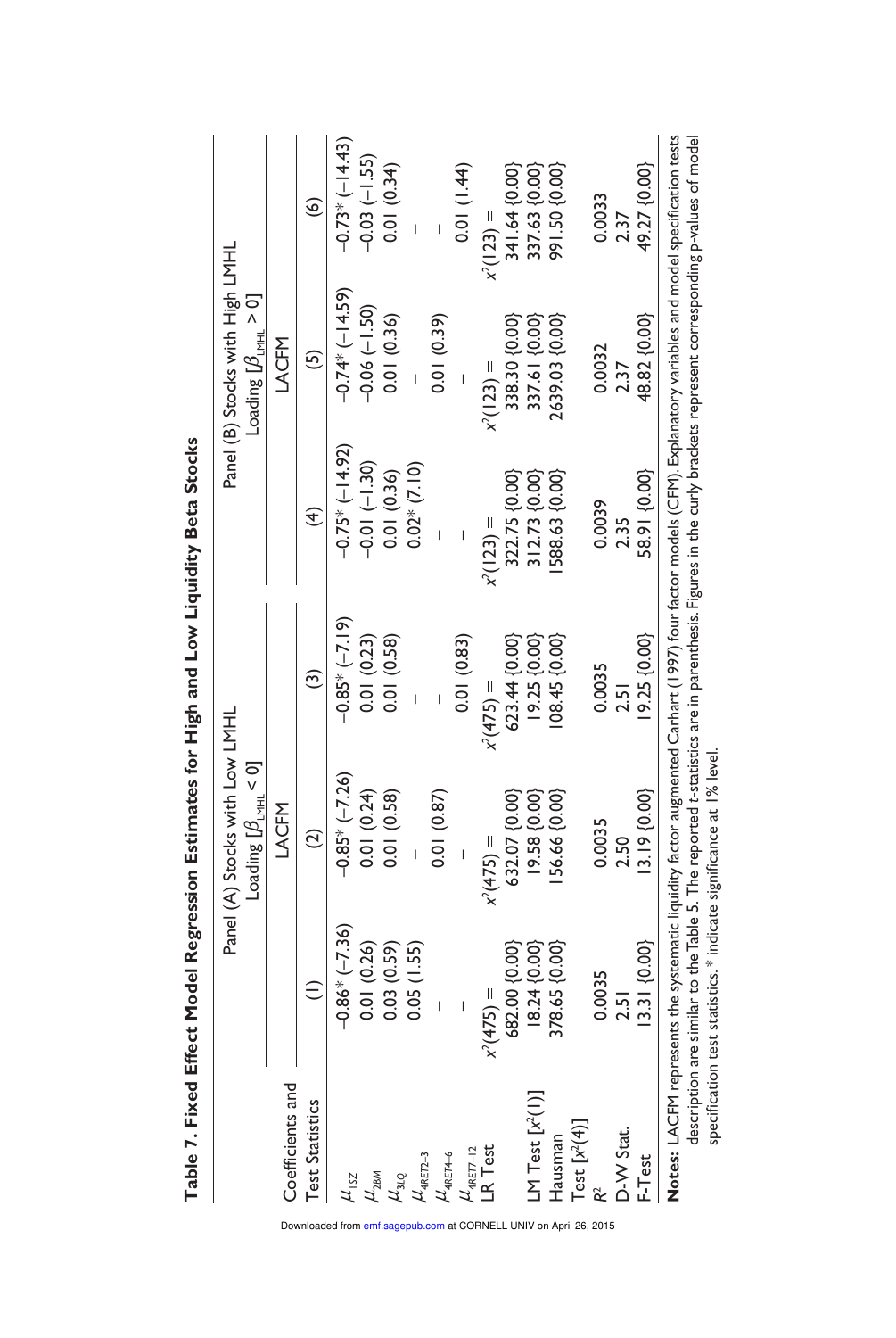**Table 7. Fixed Effect Model Regression Estimates for High and Low Liquidity Beta Stocks**

| Coefficients and Test Statistics | Panel (A) Stocks with Low LMHL Loading [$\beta_{LMHL} < 0$] | | | Panel (B) Stocks with High LMHL Loading [$\beta_{LMHL} > 0$] | | |
|---|---|---|---|---|---|---|
| | | LACFM | | | LACFM | |
| | (1) | (2) | (3) | (4) | (5) | (6) |
| $\mu_{1SZ}$ | −0.86* (−7.36) | −0.85* (−7.26) | −0.85* (−7.19) | −0.75* (−14.92) | −0.74* (−14.59) | −0.73* (−14.43) |
| $\mu_{2BM}$ | 0.01 (0.26) | 0.01 (0.24) | 0.01 (0.23) | −0.01 (−1.30) | −0.06 (−1.50) | −0.03 (−1.55) |
| $\mu_{3LQ}$ | 0.03 (0.59) | 0.01 (0.58) | 0.01 (0.58) | 0.01 (0.36) | 0.01 (0.36) | 0.01 (0.34) |
| $\mu_{4RET2-3}$ | 0.05 (1.55) | – | – | 0.02* (7.10) | – | – |
| $\mu_{4RET4-6}$ | – | 0.01 (0.87) | – | – | 0.01 (0.39) | – |
| $\mu_{4RET7-12}$ | – | – | 0.01 (0.83) | – | – | 0.01 (1.44) |
| LR Test | $x^2(475)$ = 682.00 {0.00} | $x^2(475)$ = 632.07 {0.00} | $x^2(475)$ = 623.44 {0.00} | $x^2(123)$ = 322.75 {0.00} | $x^2(123)$ = 338.30 {0.00} | $x^2(123)$ = 341.64 {0.00} |
| LM Test [$x^2(1)$] | 18.24 {0.00} | 19.58 {0.00} | 19.25 {0.00} | 312.73 {0.00} | 337.61 {0.00} | 337.63 {0.00} |
| Hausman Test [$x^2(4)$] | 378.65 {0.00} | 156.66 {0.00} | 108.45 {0.00} | 1588.63 {0.00} | 2639.03 {0.00} | 991.50 {0.00} |
| $R^2$ | 0.0035 | 0.0035 | 0.0035 | 0.0039 | 0.0032 | 0.0033 |
| D-W Stat. | 2.51 | 2.50 | 2.51 | 2.35 | 2.37 | 2.37 |
| F-Test | 13.31 {0.00} | 13.19 {0.00} | 19.25 {0.00} | 58.91 {0.00} | 48.82 {0.00} | 49.27 {0.00} |

**Notes:** LACFM represents the systematic liquidity factor augmented Carhart (1997) four factor models (CFM). Explanatory variables and model specification tests description are similar to the Table 5. The reported *t*-statistics are in parenthesis. Figures in the curly brackets represent corresponding p-values of model specification test statistics. * indicate significance at 1% level.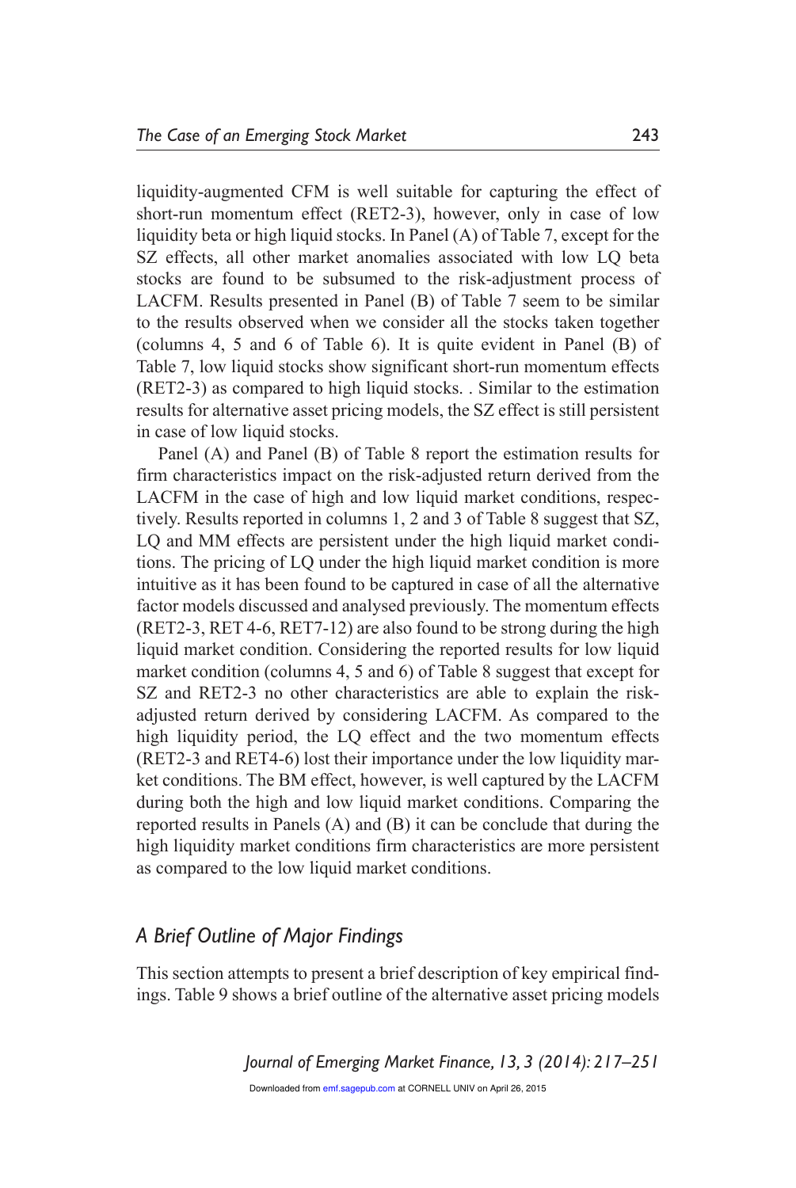liquidity-augmented CFM is well suitable for capturing the effect of short-run momentum effect (RET2-3), however, only in case of low liquidity beta or high liquid stocks. In Panel (A) of Table 7, except for the SZ effects, all other market anomalies associated with low LQ beta stocks are found to be subsumed to the risk-adjustment process of LACFM. Results presented in Panel (B) of Table 7 seem to be similar to the results observed when we consider all the stocks taken together (columns 4, 5 and 6 of Table 6). It is quite evident in Panel (B) of Table 7, low liquid stocks show significant short-run momentum effects (RET2-3) as compared to high liquid stocks. . Similar to the estimation results for alternative asset pricing models, the SZ effect is still persistent in case of low liquid stocks.

Panel (A) and Panel (B) of Table 8 report the estimation results for firm characteristics impact on the risk-adjusted return derived from the LACFM in the case of high and low liquid market conditions, respectively. Results reported in columns 1, 2 and 3 of Table 8 suggest that SZ, LQ and MM effects are persistent under the high liquid market conditions. The pricing of LQ under the high liquid market condition is more intuitive as it has been found to be captured in case of all the alternative factor models discussed and analysed previously. The momentum effects (RET2-3, RET 4-6, RET7-12) are also found to be strong during the high liquid market condition. Considering the reported results for low liquid market condition (columns 4, 5 and 6) of Table 8 suggest that except for SZ and RET2-3 no other characteristics are able to explain the risk-adjusted return derived by considering LACFM. As compared to the high liquidity period, the LQ effect and the two momentum effects (RET2-3 and RET4-6) lost their importance under the low liquidity market conditions. The BM effect, however, is well captured by the LACFM during both the high and low liquid market conditions. Comparing the reported results in Panels (A) and (B) it can be conclude that during the high liquidity market conditions firm characteristics are more persistent as compared to the low liquid market conditions.

## *A Brief Outline of Major Findings*

This section attempts to present a brief description of key empirical findings. Table 9 shows a brief outline of the alternative asset pricing models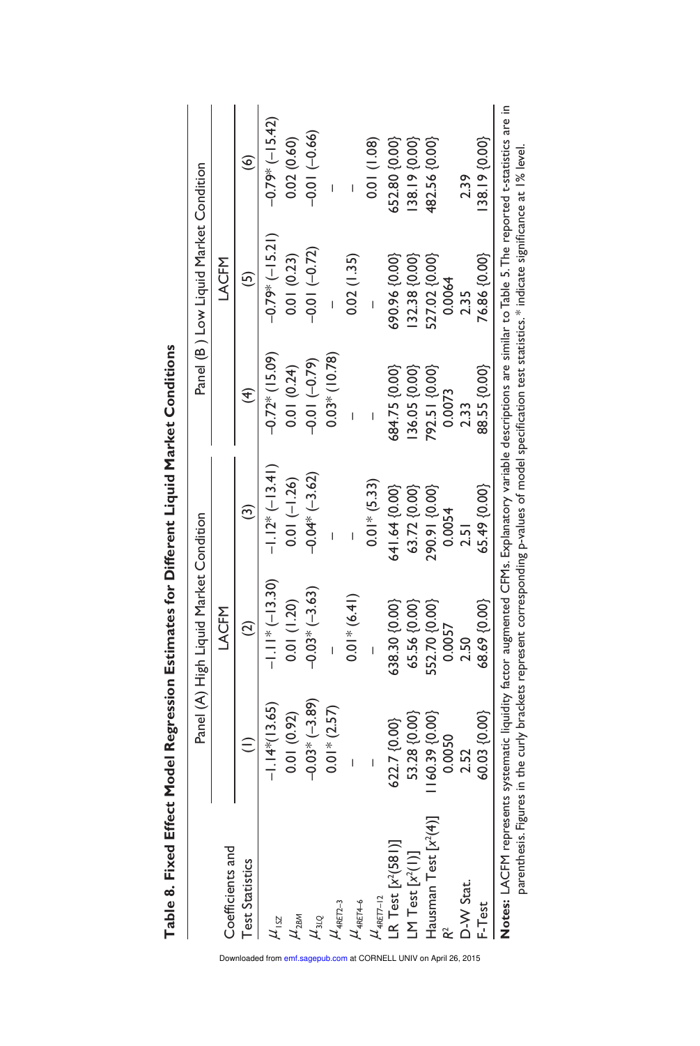**Table 8. Fixed Effect Model Regression Estimates for Different Liquid Market Conditions**

| Coefficients and Test Statistics | Panel (A) High Liquid Market Condition | | | Panel (B) Low Liquid Market Condition | | |
|---|---|---|---|---|---|---|
| | | LACFM | | | LACFM | |
| | (1) | (2) | (3) | (4) | (5) | (6) |
| $\mu_{1SZ}$ | −1.14*(13.65) | −1.11* (−13.30) | −1.12* (−13.41) | −0.72* (15.09) | −0.79* (−15.21) | −0.79* (−15.42) |
| $\mu_{2BM}$ | 0.01 (0.92) | 0.01 (1.20) | 0.01 (−1.26) | 0.01 (0.24) | 0.01 (0.23) | 0.02 (0.60) |
| $\mu_{3LQ}$ | −0.03* (−3.89) | −0.03* (−3.63) | −0.04* (−3.62) | −0.01 (−0.79) | −0.01 (−0.72) | −0.01 (−0.66) |
| $\mu_{4RET2-3}$ | 0.01* (2.57) | – | – | 0.03* (10.78) | – | – |
| $\mu_{4RET4-6}$ | – | 0.01* (6.41) | – | – | 0.02 (1.35) | – |
| $\mu_{4RET7-12}$ | – | – | 0.01* (5.33) | – | – | 0.01 (1.08) |
| LR Test [$x^2(581)$] | 622.7 {0.00} | 638.30 {0.00} | 641.64 {0.00} | 684.75 {0.00} | 690.96 {0.00} | 652.80 {0.00} |
| LM Test [$x^2(1)$] | 53.28 {0.00} | 65.56 {0.00} | 63.72 {0.00} | 136.05 {0.00} | 132.38 {0.00} | 138.19 {0.00} |
| Hausman Test [$x^2(4)$] | 1160.39 {0.00} | 552.70 {0.00} | 290.91 {0.00} | 792.51 {0.00} | 527.02 {0.00} | 482.56 {0.00} |
| $R^2$ | 0.0050 | 0.0057 | 0.0054 | 0.0073 | 0.0064 | |
| D-W Stat. | 2.52 | 2.50 | 2.51 | 2.33 | 2.35 | 2.39 |
| F-Test | 60.03 {0.00} | 68.69 {0.00} | 65.49 {0.00} | 88.55 {0.00} | 76.86 {0.00} | 138.19 {0.00} |

**Notes:** LACFM represents systematic liquidity factor augmented CFMs. Explanatory variable descriptions are similar to Table 5. The reported t-statistics are in parenthesis. Figures in the curly brackets represent corresponding p-values of model specification test statistics. * indicate significance at 1% level.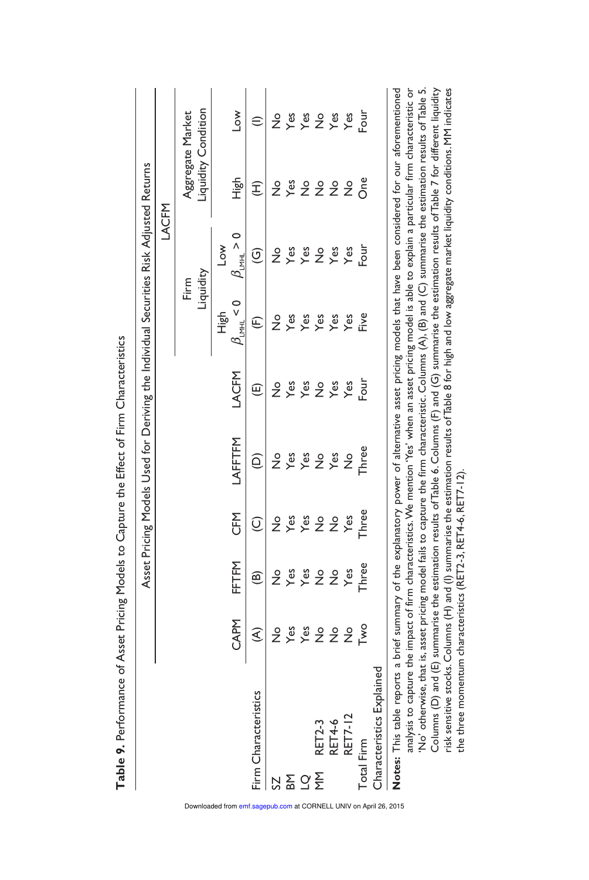**Table 9.** Performance of Asset Pricing Models to Capture the Effect of Firm Characteristics

| Firm Characteristics | | Asset Pricing Models Used for Deriving the Individual Securities Risk Adjusted Returns | | | | | | | | |
|---|---|---|---|---|---|---|---|---|---|---|
| | | | | | | LACFM | | | | |
| | | | | | | | Firm Liquidity | | Aggregate Market Liquidity Condition | |
| | | CAPM | FFTFM | CFM | LAFFTFM | LACFM | High $\beta_{LMHL} < 0$ | Low $\beta_{LMHL} > 0$ | High | Low |
| | | (A) | (B) | (C) | (D) | (E) | (F) | (G) | (H) | (I) |
| SZ | | No | No | No | No | No | No | No | No | No |
| BM | | Yes | Yes | Yes | Yes | Yes | Yes | Yes | Yes | Yes |
| LQ | | Yes | Yes | Yes | Yes | Yes | Yes | Yes | No | Yes |
| MM | RET2-3 | No | No | No | No | No | Yes | No | No | No |
| | RET4-6 | No | No | No | Yes | Yes | Yes | Yes | No | Yes |
| | RET7-12 | No | Yes | Yes | No | Yes | Yes | Yes | No | Yes |
| Total Firm Characteristics Explained | | Two | Three | Three | Three | Four | Five | Four | One | Four |

**Notes:** This table reports a brief summary of the explanatory power of alternative asset pricing models that have been considered for our aforementioned analysis to capture the impact of firm characteristics. We mention 'Yes' when an asset pricing model is able to explain a particular firm characteristic or 'No' otherwise, that is, asset pricing model fails to capture the firm characteristic. Columns (A), (B) and (C) summarise the estimation results of Table 5. Columns (D) and (E) summarise the estimation results of Table 6. Columns (F) and (G) summarise the estimation results of Table 7 for different liquidity risk sensitive stocks. Columns (H) and (I) summarise the estimation results of Table 8 for high and low aggregate market liquidity conditions. MM indicates the three momentum characteristics (RET2-3, RET4-6, RET7-12).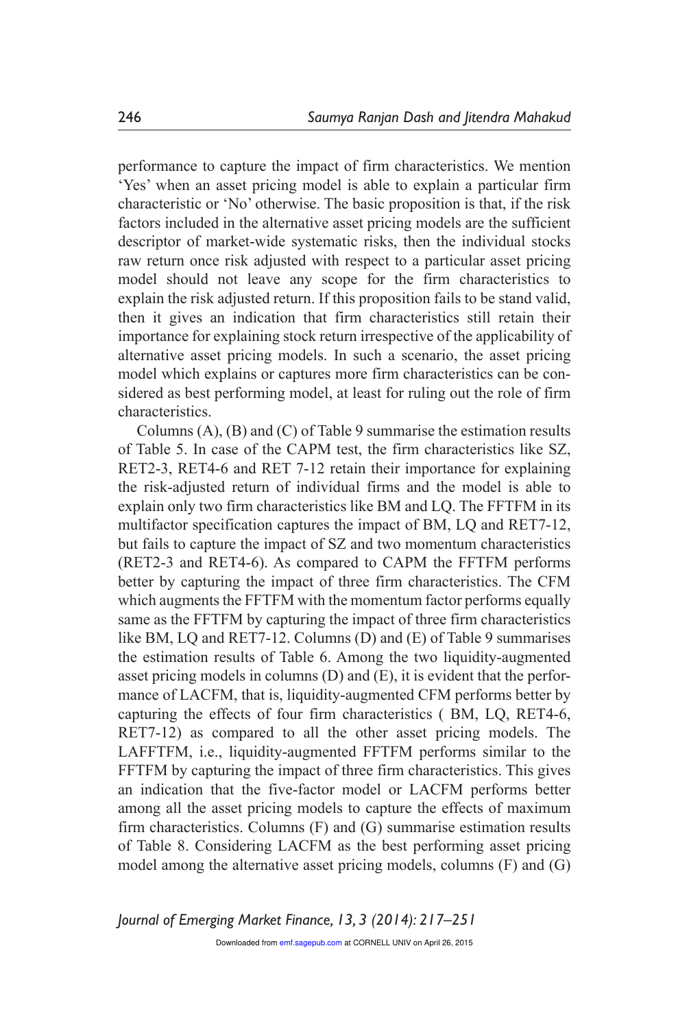performance to capture the impact of firm characteristics. We mention 'Yes' when an asset pricing model is able to explain a particular firm characteristic or 'No' otherwise. The basic proposition is that, if the risk factors included in the alternative asset pricing models are the sufficient descriptor of market-wide systematic risks, then the individual stocks raw return once risk adjusted with respect to a particular asset pricing model should not leave any scope for the firm characteristics to explain the risk adjusted return. If this proposition fails to be stand valid, then it gives an indication that firm characteristics still retain their importance for explaining stock return irrespective of the applicability of alternative asset pricing models. In such a scenario, the asset pricing model which explains or captures more firm characteristics can be considered as best performing model, at least for ruling out the role of firm characteristics.

Columns (A), (B) and (C) of Table 9 summarise the estimation results of Table 5. In case of the CAPM test, the firm characteristics like SZ, RET2-3, RET4-6 and RET 7-12 retain their importance for explaining the risk-adjusted return of individual firms and the model is able to explain only two firm characteristics like BM and LQ. The FFTFM in its multifactor specification captures the impact of BM, LQ and RET7-12, but fails to capture the impact of SZ and two momentum characteristics (RET2-3 and RET4-6). As compared to CAPM the FFTFM performs better by capturing the impact of three firm characteristics. The CFM which augments the FFTFM with the momentum factor performs equally same as the FFTFM by capturing the impact of three firm characteristics like BM, LQ and RET7-12. Columns (D) and (E) of Table 9 summarises the estimation results of Table 6. Among the two liquidity-augmented asset pricing models in columns (D) and (E), it is evident that the performance of LACFM, that is, liquidity-augmented CFM performs better by capturing the effects of four firm characteristics ( BM, LQ, RET4-6, RET7-12) as compared to all the other asset pricing models. The LAFFTFM, i.e., liquidity-augmented FFTFM performs similar to the FFTFM by capturing the impact of three firm characteristics. This gives an indication that the five-factor model or LACFM performs better among all the asset pricing models to capture the effects of maximum firm characteristics. Columns (F) and (G) summarise estimation results of Table 8. Considering LACFM as the best performing asset pricing model among the alternative asset pricing models, columns (F) and (G)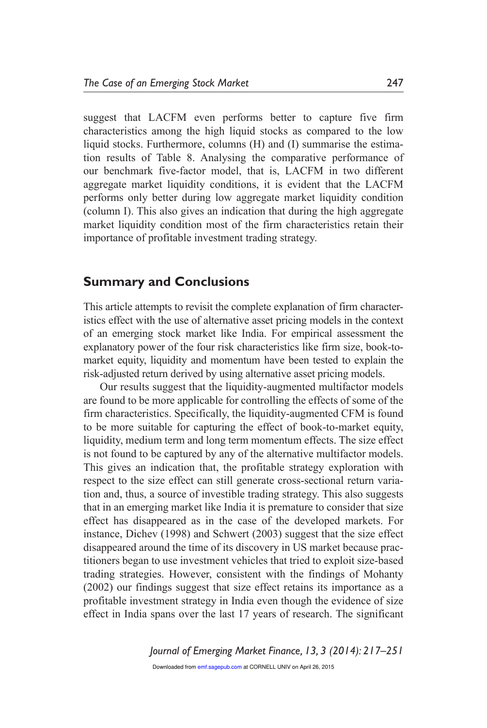suggest that LACFM even performs better to capture five firm characteristics among the high liquid stocks as compared to the low liquid stocks. Furthermore, columns (H) and (I) summarise the estimation results of Table 8. Analysing the comparative performance of our benchmark five-factor model, that is, LACFM in two different aggregate market liquidity conditions, it is evident that the LACFM performs only better during low aggregate market liquidity condition (column I). This also gives an indication that during the high aggregate market liquidity condition most of the firm characteristics retain their importance of profitable investment trading strategy.

## Summary and Conclusions

This article attempts to revisit the complete explanation of firm characteristics effect with the use of alternative asset pricing models in the context of an emerging stock market like India. For empirical assessment the explanatory power of the four risk characteristics like firm size, book-to-market equity, liquidity and momentum have been tested to explain the risk-adjusted return derived by using alternative asset pricing models.

Our results suggest that the liquidity-augmented multifactor models are found to be more applicable for controlling the effects of some of the firm characteristics. Specifically, the liquidity-augmented CFM is found to be more suitable for capturing the effect of book-to-market equity, liquidity, medium term and long term momentum effects. The size effect is not found to be captured by any of the alternative multifactor models. This gives an indication that, the profitable strategy exploration with respect to the size effect can still generate cross-sectional return variation and, thus, a source of investible trading strategy. This also suggests that in an emerging market like India it is premature to consider that size effect has disappeared as in the case of the developed markets. For instance, Dichev (1998) and Schwert (2003) suggest that the size effect disappeared around the time of its discovery in US market because practitioners began to use investment vehicles that tried to exploit size-based trading strategies. However, consistent with the findings of Mohanty (2002) our findings suggest that size effect retains its importance as a profitable investment strategy in India even though the evidence of size effect in India spans over the last 17 years of research. The significant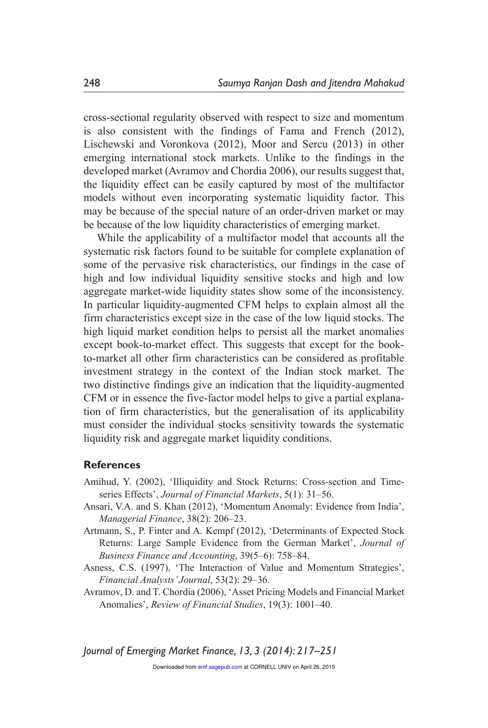cross-sectional regularity observed with respect to size and momentum is also consistent with the findings of Fama and French (2012), Lischewski and Voronkova (2012), Moor and Sercu (2013) in other emerging international stock markets. Unlike to the findings in the developed market (Avramov and Chordia 2006), our results suggest that, the liquidity effect can be easily captured by most of the multifactor models without even incorporating systematic liquidity factor. This may be because of the special nature of an order-driven market or may be because of the low liquidity characteristics of emerging market.

While the applicability of a multifactor model that accounts all the systematic risk factors found to be suitable for complete explanation of some of the pervasive risk characteristics, our findings in the case of high and low individual liquidity sensitive stocks and high and low aggregate market-wide liquidity states show some of the inconsistency. In particular liquidity-augmented CFM helps to explain almost all the firm characteristics except size in the case of the low liquid stocks. The high liquid market condition helps to persist all the market anomalies except book-to-market effect. This suggests that except for the book-to-market all other firm characteristics can be considered as profitable investment strategy in the context of the Indian stock market. The two distinctive findings give an indication that the liquidity-augmented CFM or in essence the five-factor model helps to give a partial explanation of firm characteristics, but the generalisation of its applicability must consider the individual stocks sensitivity towards the systematic liquidity risk and aggregate market liquidity conditions.

## References

Amihud, Y. (2002), 'Illiquidity and Stock Returns: Cross-section and Time-series Effects', *Journal of Financial Markets*, 5(1): 31–56.

Ansari, V.A. and S. Khan (2012), 'Momentum Anomaly: Evidence from India', *Managerial Finance*, 38(2): 206–23.

Artmann, S., P. Finter and A. Kempf (2012), 'Determinants of Expected Stock Returns: Large Sample Evidence from the German Market', *Journal of Business Finance and Accounting*, 39(5–6): 758–84.

Asness, C.S. (1997), 'The Interaction of Value and Momentum Strategies', *Financial Analysts' Journal*, 53(2): 29–36.

Avramov, D. and T. Chordia (2006), 'Asset Pricing Models and Financial Market Anomalies', *Review of Financial Studies*, 19(3): 1001–40.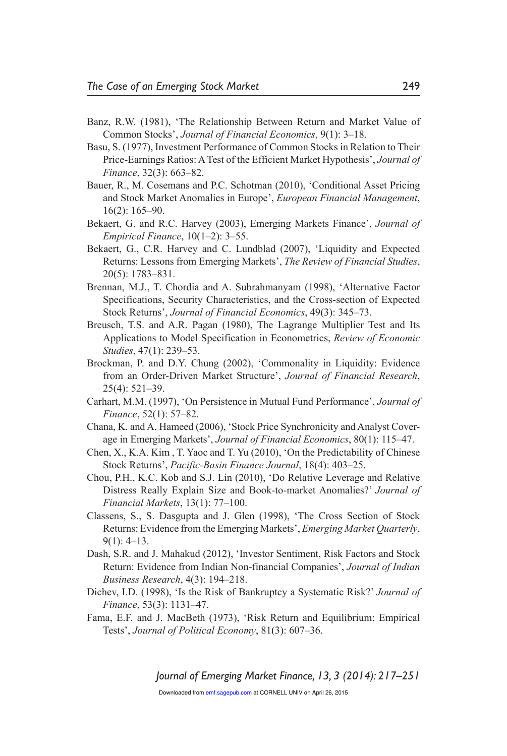Banz, R.W. (1981), 'The Relationship Between Return and Market Value of Common Stocks', *Journal of Financial Economics*, 9(1): 3–18.

Basu, S. (1977), Investment Performance of Common Stocks in Relation to Their Price-Earnings Ratios: A Test of the Efficient Market Hypothesis', *Journal of Finance*, 32(3): 663–82.

Bauer, R., M. Cosemans and P.C. Schotman (2010), 'Conditional Asset Pricing and Stock Market Anomalies in Europe', *European Financial Management*, 16(2): 165–90.

Bekaert, G. and R.C. Harvey (2003), Emerging Markets Finance', *Journal of Empirical Finance*, 10(1–2): 3–55.

Bekaert, G., C.R. Harvey and C. Lundblad (2007), 'Liquidity and Expected Returns: Lessons from Emerging Markets', *The Review of Financial Studies*, 20(5): 1783–831.

Brennan, M.J., T. Chordia and A. Subrahmanyam (1998), 'Alternative Factor Specifications, Security Characteristics, and the Cross-section of Expected Stock Returns', *Journal of Financial Economics*, 49(3): 345–73.

Breusch, T.S. and A.R. Pagan (1980), The Lagrange Multiplier Test and Its Applications to Model Specification in Econometrics, *Review of Economic Studies*, 47(1): 239–53.

Brockman, P. and D.Y. Chung (2002), 'Commonality in Liquidity: Evidence from an Order-Driven Market Structure', *Journal of Financial Research*, 25(4): 521–39.

Carhart, M.M. (1997), 'On Persistence in Mutual Fund Performance', *Journal of Finance*, 52(1): 57–82.

Chana, K. and A. Hameed (2006), 'Stock Price Synchronicity and Analyst Coverage in Emerging Markets', *Journal of Financial Economics*, 80(1): 115–47.

Chen, X., K.A. Kim , T. Yaoc and T. Yu (2010), 'On the Predictability of Chinese Stock Returns', *Pacific-Basin Finance Journal*, 18(4): 403–25.

Chou, P.H., K.C. Kob and S.J. Lin (2010), 'Do Relative Leverage and Relative Distress Really Explain Size and Book-to-market Anomalies?' *Journal of Financial Markets*, 13(1): 77–100.

Classens, S., S. Dasgupta and J. Glen (1998), 'The Cross Section of Stock Returns: Evidence from the Emerging Markets', *Emerging Market Quarterly*, 9(1): 4–13.

Dash, S.R. and J. Mahakud (2012), 'Investor Sentiment, Risk Factors and Stock Return: Evidence from Indian Non-financial Companies', *Journal of Indian Business Research*, 4(3): 194–218.

Dichev, I.D. (1998), 'Is the Risk of Bankruptcy a Systematic Risk?' *Journal of Finance*, 53(3): 1131–47.

Fama, E.F. and J. MacBeth (1973), 'Risk Return and Equilibrium: Empirical Tests', *Journal of Political Economy*, 81(3): 607–36.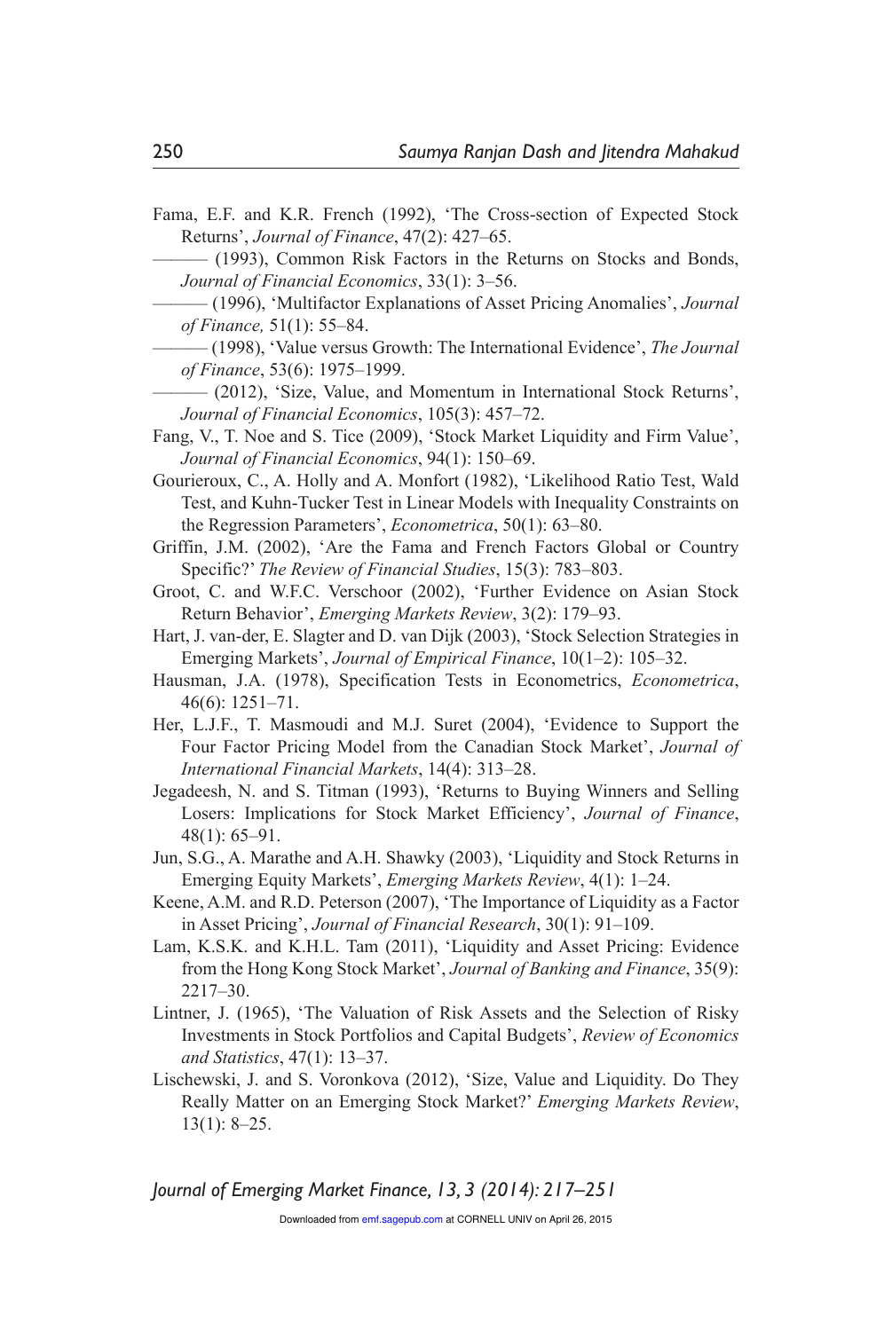Fama, E.F. and K.R. French (1992), 'The Cross-section of Expected Stock Returns', *Journal of Finance*, 47(2): 427–65.

——— (1993), Common Risk Factors in the Returns on Stocks and Bonds, *Journal of Financial Economics*, 33(1): 3–56.

——— (1996), 'Multifactor Explanations of Asset Pricing Anomalies', *Journal of Finance,* 51(1): 55–84.

——— (1998), 'Value versus Growth: The International Evidence', *The Journal of Finance*, 53(6): 1975–1999.

——— (2012), 'Size, Value, and Momentum in International Stock Returns', *Journal of Financial Economics*, 105(3): 457–72.

Fang, V., T. Noe and S. Tice (2009), 'Stock Market Liquidity and Firm Value', *Journal of Financial Economics*, 94(1): 150–69.

Gourieroux, C., A. Holly and A. Monfort (1982), 'Likelihood Ratio Test, Wald Test, and Kuhn-Tucker Test in Linear Models with Inequality Constraints on the Regression Parameters', *Econometrica*, 50(1): 63–80.

Griffin, J.M. (2002), 'Are the Fama and French Factors Global or Country Specific?' *The Review of Financial Studies*, 15(3): 783–803.

Groot, C. and W.F.C. Verschoor (2002), 'Further Evidence on Asian Stock Return Behavior', *Emerging Markets Review*, 3(2): 179–93.

Hart, J. van-der, E. Slagter and D. van Dijk (2003), 'Stock Selection Strategies in Emerging Markets', *Journal of Empirical Finance*, 10(1–2): 105–32.

Hausman, J.A. (1978), Specification Tests in Econometrics, *Econometrica*, 46(6): 1251–71.

Her, L.J.F., T. Masmoudi and M.J. Suret (2004), 'Evidence to Support the Four Factor Pricing Model from the Canadian Stock Market', *Journal of International Financial Markets*, 14(4): 313–28.

Jegadeesh, N. and S. Titman (1993), 'Returns to Buying Winners and Selling Losers: Implications for Stock Market Efficiency', *Journal of Finance*, 48(1): 65–91.

Jun, S.G., A. Marathe and A.H. Shawky (2003), 'Liquidity and Stock Returns in Emerging Equity Markets', *Emerging Markets Review*, 4(1): 1–24.

Keene, A.M. and R.D. Peterson (2007), 'The Importance of Liquidity as a Factor in Asset Pricing', *Journal of Financial Research*, 30(1): 91–109.

Lam, K.S.K. and K.H.L. Tam (2011), 'Liquidity and Asset Pricing: Evidence from the Hong Kong Stock Market', *Journal of Banking and Finance*, 35(9): 2217–30.

Lintner, J. (1965), 'The Valuation of Risk Assets and the Selection of Risky Investments in Stock Portfolios and Capital Budgets', *Review of Economics and Statistics*, 47(1): 13–37.

Lischewski, J. and S. Voronkova (2012), 'Size, Value and Liquidity. Do They Really Matter on an Emerging Stock Market?' *Emerging Markets Review*, 13(1): 8–25.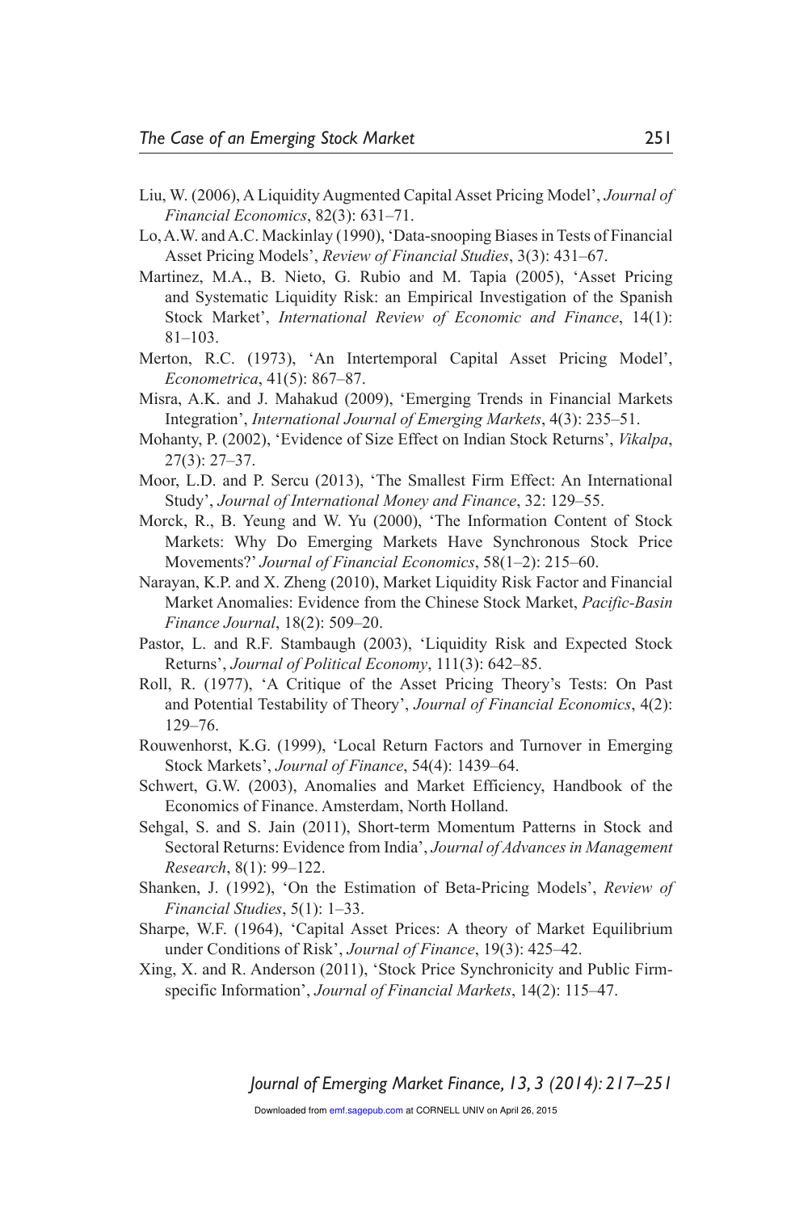Liu, W. (2006), A Liquidity Augmented Capital Asset Pricing Model', *Journal of Financial Economics*, 82(3): 631–71.

Lo, A.W. and A.C. Mackinlay (1990), 'Data-snooping Biases in Tests of Financial Asset Pricing Models', *Review of Financial Studies*, 3(3): 431–67.

Martinez, M.A., B. Nieto, G. Rubio and M. Tapia (2005), 'Asset Pricing and Systematic Liquidity Risk: an Empirical Investigation of the Spanish Stock Market', *International Review of Economic and Finance*, 14(1): 81–103.

Merton, R.C. (1973), 'An Intertemporal Capital Asset Pricing Model', *Econometrica*, 41(5): 867–87.

Misra, A.K. and J. Mahakud (2009), 'Emerging Trends in Financial Markets Integration', *International Journal of Emerging Markets*, 4(3): 235–51.

Mohanty, P. (2002), 'Evidence of Size Effect on Indian Stock Returns', *Vikalpa*, 27(3): 27–37.

Moor, L.D. and P. Sercu (2013), 'The Smallest Firm Effect: An International Study', *Journal of International Money and Finance*, 32: 129–55.

Morck, R., B. Yeung and W. Yu (2000), 'The Information Content of Stock Markets: Why Do Emerging Markets Have Synchronous Stock Price Movements?' *Journal of Financial Economics*, 58(1–2): 215–60.

Narayan, K.P. and X. Zheng (2010), Market Liquidity Risk Factor and Financial Market Anomalies: Evidence from the Chinese Stock Market, *Pacific-Basin Finance Journal*, 18(2): 509–20.

Pastor, L. and R.F. Stambaugh (2003), 'Liquidity Risk and Expected Stock Returns', *Journal of Political Economy*, 111(3): 642–85.

Roll, R. (1977), 'A Critique of the Asset Pricing Theory's Tests: On Past and Potential Testability of Theory', *Journal of Financial Economics*, 4(2): 129–76.

Rouwenhorst, K.G. (1999), 'Local Return Factors and Turnover in Emerging Stock Markets', *Journal of Finance*, 54(4): 1439–64.

Schwert, G.W. (2003), Anomalies and Market Efficiency, Handbook of the Economics of Finance. Amsterdam, North Holland.

Sehgal, S. and S. Jain (2011), Short-term Momentum Patterns in Stock and Sectoral Returns: Evidence from India', *Journal of Advances in Management Research*, 8(1): 99–122.

Shanken, J. (1992), 'On the Estimation of Beta-Pricing Models', *Review of Financial Studies*, 5(1): 1–33.

Sharpe, W.F. (1964), 'Capital Asset Prices: A theory of Market Equilibrium under Conditions of Risk', *Journal of Finance*, 19(3): 425–42.

Xing, X. and R. Anderson (2011), 'Stock Price Synchronicity and Public Firm-specific Information', *Journal of Financial Markets*, 14(2): 115–47.